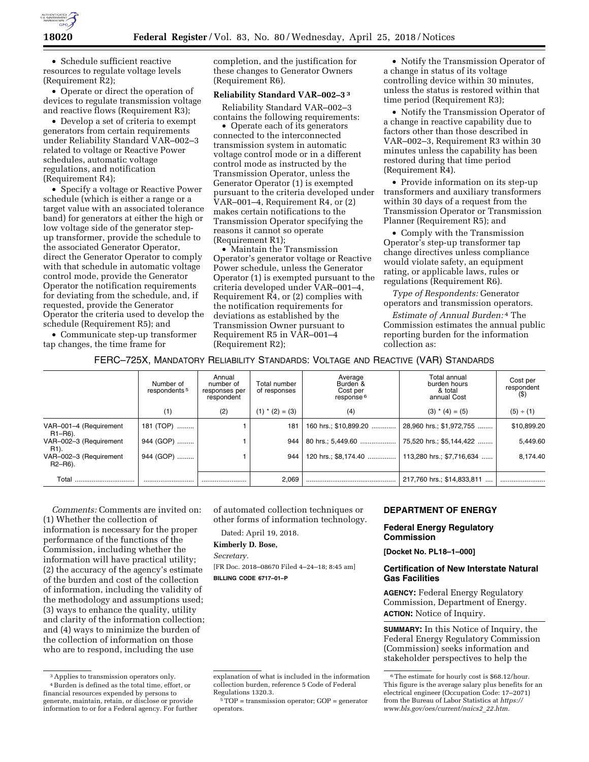- Schedule sufficient reactive resources to regulate voltage levels (Requirement R2);
- Operate or direct the operation of devices to regulate transmission voltage and reactive flows (Requirement R3);
- Develop a set of criteria to exempt generators from certain requirements under Reliability Standard VAR–002–3 related to voltage or Reactive Power schedules, automatic voltage regulations, and notification (Requirement R4);
- Specify a voltage or Reactive Power schedule (which is either a range or a target value with an associated tolerance band) for generators at either the high or low voltage side of the generator step-up transformer, provide the schedule to the associated Generator Operator, direct the Generator Operator to comply with that schedule in automatic voltage control mode, provide the Generator Operator the notification requirements for deviating from the schedule, and, if requested, provide the Generator Operator the criteria used to develop the schedule (Requirement R5); and
- Communicate step-up transformer tap changes, the time frame for completion, and the justification for these changes to Generator Owners (Requirement R6).

**Reliability Standard VAR–002–3** [3]

Reliability Standard VAR–002–3 contains the following requirements:

- Operate each of its generators connected to the interconnected transmission system in automatic voltage control mode or in a different control mode as instructed by the Transmission Operator, unless the Generator Operator (1) is exempted pursuant to the criteria developed under VAR–001–4, Requirement R4, or (2) makes certain notifications to the Transmission Operator specifying the reasons it cannot so operate (Requirement R1);
- Maintain the Transmission Operator's generator voltage or Reactive Power schedule, unless the Generator Operator (1) is exempted pursuant to the criteria developed under VAR–001–4, Requirement R4, or (2) complies with the notification requirements for deviations as established by the Transmission Owner pursuant to Requirement R5 in VAR–001–4 (Requirement R2);
- Notify the Transmission Operator of a change in status of its voltage controlling device within 30 minutes, unless the status is restored within that time period (Requirement R3);
- Notify the Transmission Operator of a change in reactive capability due to factors other than those described in VAR–002–3, Requirement R3 within 30 minutes unless the capability has been restored during that time period (Requirement R4).
- Provide information on its step-up transformers and auxiliary transformers within 30 days of a request from the Transmission Operator or Transmission Planner (Requirement R5); and
- Comply with the Transmission Operator's step-up transformer tap change directives unless compliance would violate safety, an equipment rating, or applicable laws, rules or regulations (Requirement R6).

*Type of Respondents:* Generator operators and transmission operators.

*Estimate of Annual Burden:* [4] The Commission estimates the annual public reporting burden for the information collection as:

FERC–725X, MANDATORY RELIABILITY STANDARDS: VOLTAGE AND REACTIVE (VAR) STANDARDS

| | Number of respondents [5] | Annual number of responses per respondent | Total number of responses | Average Burden & Cost per response [6] | Total annual burden hours & total annual Cost | Cost per respondent ($) |
|---|---|---|---|---|---|---|
| | (1) | (2) | (1) * (2) = (3) | (4) | (3) * (4) = (5) | (5) ÷ (1) |
| VAR–001–4 (Requirement R1–R6). | 181 (TOP) | 1 | 181 | 160 hrs.; $10,899.20 | 28,960 hrs.; $1,972,755 | $10,899.20 |
| VAR–002–3 (Requirement R1). | 944 (GOP) | 1 | 944 | 80 hrs.; 5,449.60 | 75,520 hrs.; $5,144,422 | 5,449.60 |
| VAR–002–3 (Requirement R2–R6). | 944 (GOP) | 1 | 944 | 120 hrs.; $8,174.40 | 113,280 hrs.; $7,716,634 | 8,174.40 |
| Total | | | 2,069 | | 217,760 hrs.; $14,833,811 | |

*Comments:* Comments are invited on: (1) Whether the collection of information is necessary for the proper performance of the functions of the Commission, including whether the information will have practical utility; (2) the accuracy of the agency's estimate of the burden and cost of the collection of information, including the validity of the methodology and assumptions used; (3) ways to enhance the quality, utility and clarity of the information collection; and (4) ways to minimize the burden of the collection of information on those who are to respond, including the use of automated collection techniques or other forms of information technology.

Dated: April 19, 2018.

**Kimberly D. Bose,**

*Secretary.*

[FR Doc. 2018–08670 Filed 4–24–18; 8:45 am]

**BILLING CODE 6717–01–P**

[3] Applies to transmission operators only.

[4] Burden is defined as the total time, effort, or financial resources expended by persons to generate, maintain, retain, or disclose or provide information to or for a Federal agency. For further explanation of what is included in the information collection burden, reference 5 Code of Federal Regulations 1320.3.

[5] TOP = transmission operator; GOP = generator operators.

[6] The estimate for hourly cost is $68.12/hour. This figure is the average salary plus benefits for an electrical engineer (Occupation Code: 17–2071) from the Bureau of Labor Statistics at *https://www.bls.gov/oes/current/naics2_22.htm.*

## DEPARTMENT OF ENERGY

### Federal Energy Regulatory Commission

**[Docket No. PL18–1–000]**

### Certification of New Interstate Natural Gas Facilities

**AGENCY:** Federal Energy Regulatory Commission, Department of Energy.

**ACTION:** Notice of Inquiry.

**SUMMARY:** In this Notice of Inquiry, the Federal Energy Regulatory Commission (Commission) seeks information and stakeholder perspectives to help the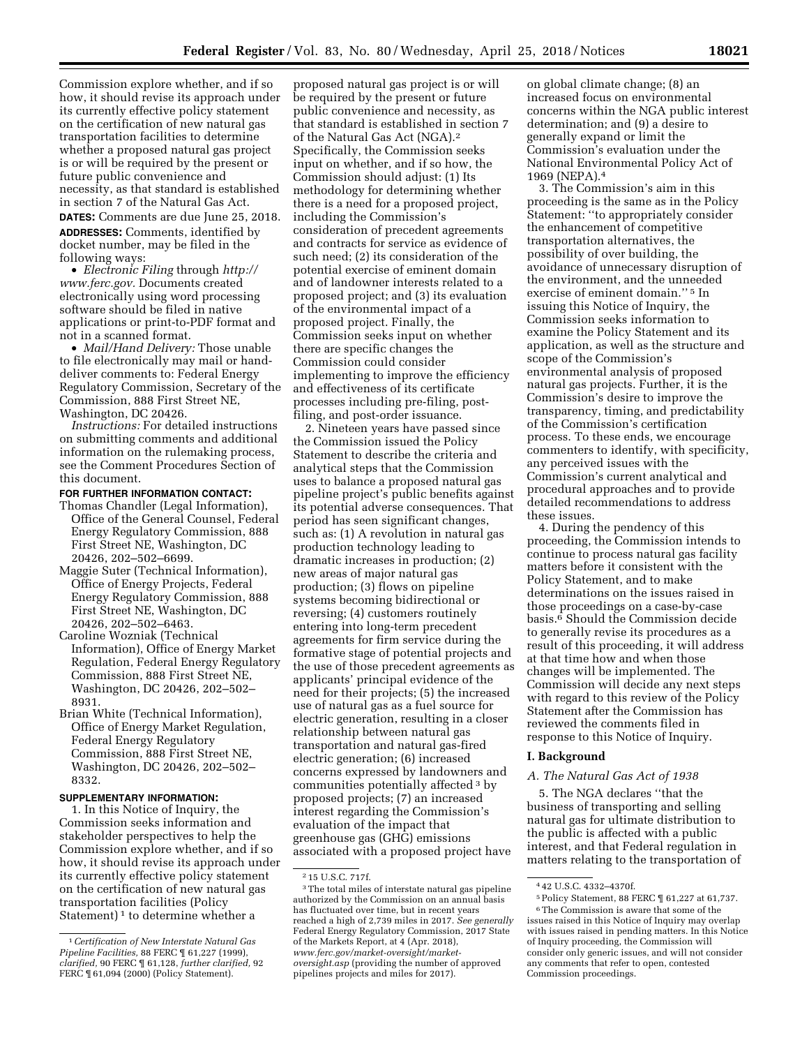Commission explore whether, and if so how, it should revise its approach under its currently effective policy statement on the certification of new natural gas transportation facilities to determine whether a proposed natural gas project is or will be required by the present or future public convenience and necessity, as that standard is established in section 7 of the Natural Gas Act.

**DATES:** Comments are due June 25, 2018.

**ADDRESSES:** Comments, identified by docket number, may be filed in the following ways:

- *Electronic Filing* through *http://www.ferc.gov.* Documents created electronically using word processing software should be filed in native applications or print-to-PDF format and not in a scanned format.
- *Mail/Hand Delivery:* Those unable to file electronically may mail or hand-deliver comments to: Federal Energy Regulatory Commission, Secretary of the Commission, 888 First Street NE, Washington, DC 20426.

*Instructions:* For detailed instructions on submitting comments and additional information on the rulemaking process, see the Comment Procedures Section of this document.

**FOR FURTHER INFORMATION CONTACT:**

Thomas Chandler (Legal Information), Office of the General Counsel, Federal Energy Regulatory Commission, 888 First Street NE, Washington, DC 20426, 202–502–6699.

Maggie Suter (Technical Information), Office of Energy Projects, Federal Energy Regulatory Commission, 888 First Street NE, Washington, DC 20426, 202–502–6463.

Caroline Wozniak (Technical Information), Office of Energy Market Regulation, Federal Energy Regulatory Commission, 888 First Street NE, Washington, DC 20426, 202–502–8931.

Brian White (Technical Information), Office of Energy Market Regulation, Federal Energy Regulatory Commission, 888 First Street NE, Washington, DC 20426, 202–502–8332.

**SUPPLEMENTARY INFORMATION:**

1. In this Notice of Inquiry, the Commission seeks information and stakeholder perspectives to help the Commission explore whether, and if so how, it should revise its approach under its currently effective policy statement on the certification of new natural gas transportation facilities (Policy Statement)[1] to determine whether a proposed natural gas project is or will be required by the present or future public convenience and necessity, as that standard is established in section 7 of the Natural Gas Act (NGA).[2] Specifically, the Commission seeks input on whether, and if so how, the Commission should adjust: (1) Its methodology for determining whether there is a need for a proposed project, including the Commission's consideration of precedent agreements and contracts for service as evidence of such need; (2) its consideration of the potential exercise of eminent domain and of landowner interests related to a proposed project; and (3) its evaluation of the environmental impact of a proposed project. Finally, the Commission seeks input on whether there are specific changes the Commission could consider implementing to improve the efficiency and effectiveness of its certificate processes including pre-filing, post-filing, and post-order issuance.

2. Nineteen years have passed since the Commission issued the Policy Statement to describe the criteria and analytical steps that the Commission uses to balance a proposed natural gas pipeline project's public benefits against its potential adverse consequences. That period has seen significant changes, such as: (1) A revolution in natural gas production technology leading to dramatic increases in production; (2) new areas of major natural gas production; (3) flows on pipeline systems becoming bidirectional or reversing; (4) customers routinely entering into long-term precedent agreements for firm service during the formative stage of potential projects and the use of those precedent agreements as applicants' principal evidence of the need for their projects; (5) the increased use of natural gas as a fuel source for electric generation, resulting in a closer relationship between natural gas transportation and natural gas-fired electric generation; (6) increased concerns expressed by landowners and communities potentially affected[3] by proposed projects; (7) an increased interest regarding the Commission's evaluation of the impact that greenhouse gas (GHG) emissions associated with a proposed project have on global climate change; (8) an increased focus on environmental concerns within the NGA public interest determination; and (9) a desire to generally expand or limit the Commission's evaluation under the National Environmental Policy Act of 1969 (NEPA).[4]

3. The Commission's aim in this proceeding is the same as in the Policy Statement: "to appropriately consider the enhancement of competitive transportation alternatives, the possibility of over building, the avoidance of unnecessary disruption of the environment, and the unneeded exercise of eminent domain."[5] In issuing this Notice of Inquiry, the Commission seeks information to examine the Policy Statement and its application, as well as the structure and scope of the Commission's environmental analysis of proposed natural gas projects. Further, it is the Commission's desire to improve the transparency, timing, and predictability of the Commission's certification process. To these ends, we encourage commenters to identify, with specificity, any perceived issues with the Commission's current analytical and procedural approaches and to provide detailed recommendations to address these issues.

4. During the pendency of this proceeding, the Commission intends to continue to process natural gas facility matters before it consistent with the Policy Statement, and to make determinations on the issues raised in those proceedings on a case-by-case basis.[6] Should the Commission decide to generally revise its procedures as a result of this proceeding, it will address at that time how and when those changes will be implemented. The Commission will decide any next steps with regard to this review of the Policy Statement after the Commission has reviewed the comments filed in response to this Notice of Inquiry.

## I. Background

### A. The Natural Gas Act of 1938

5. The NGA declares "that the business of transporting and selling natural gas for ultimate distribution to the public is affected with a public interest, and that Federal regulation in matters relating to the transportation of

---

[1] *Certification of New Interstate Natural Gas Pipeline Facilities,* 88 FERC ¶ 61,227 (1999), *clarified,* 90 FERC ¶ 61,128, *further clarified,* 92 FERC ¶ 61,094 (2000) (Policy Statement).

[2] 15 U.S.C. 717f.

[3] The total miles of interstate natural gas pipeline authorized by the Commission on an annual basis has fluctuated over time, but in recent years reached a high of 2,739 miles in 2017. *See generally* Federal Energy Regulatory Commission, 2017 State of the Markets Report, at 4 (Apr. 2018), *www.ferc.gov/market-oversight/market-oversight.asp* (providing the number of approved pipelines projects and miles for 2017).

[4] 42 U.S.C. 4332–4370f.

[5] Policy Statement, 88 FERC ¶ 61,227 at 61,737.

[6] The Commission is aware that some of the issues raised in this Notice of Inquiry may overlap with issues raised in pending matters. In this Notice of Inquiry proceeding, the Commission will consider only generic issues, and will not consider any comments that refer to open, contested Commission proceedings.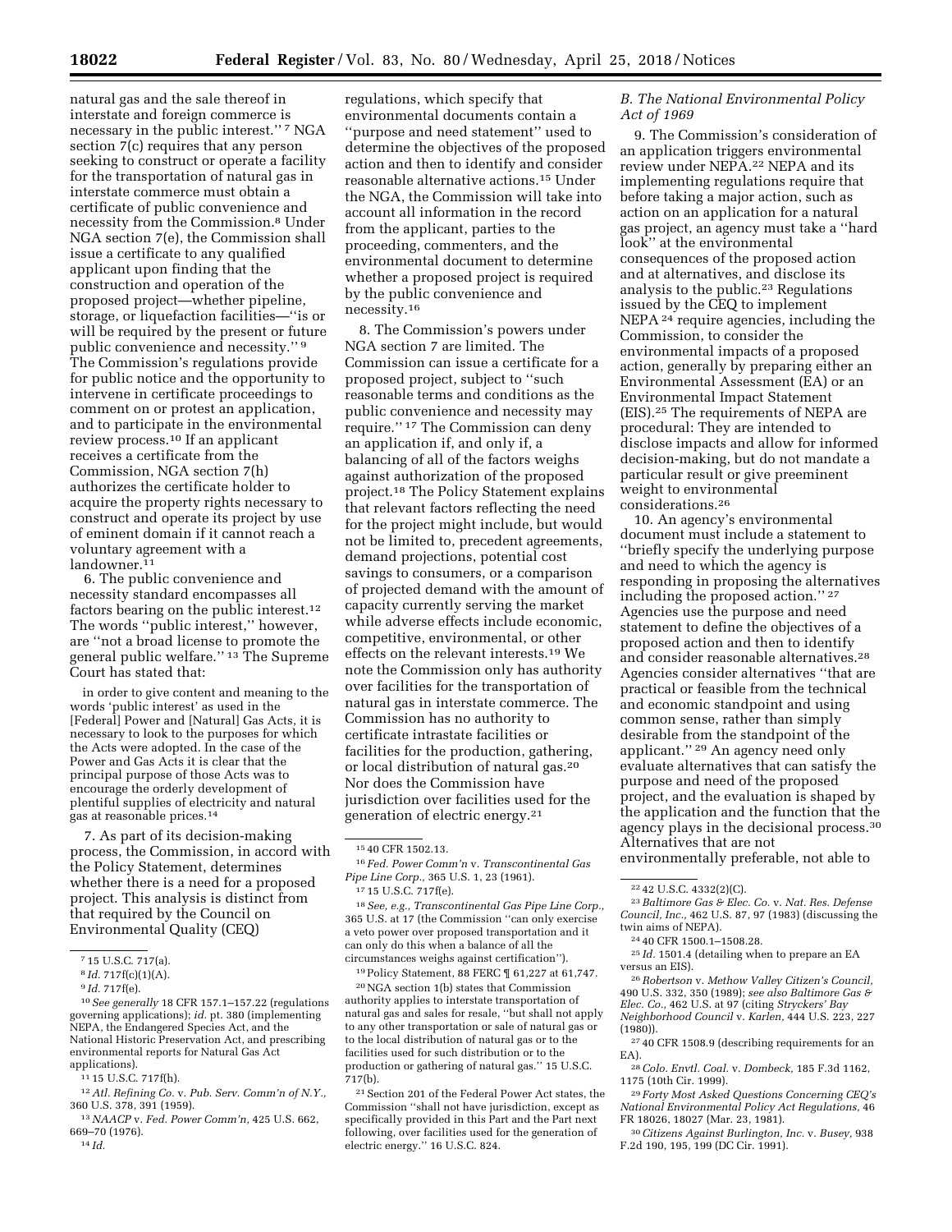natural gas and the sale thereof in interstate and foreign commerce is necessary in the public interest."[7] NGA section 7(c) requires that any person seeking to construct or operate a facility for the transportation of natural gas in interstate commerce must obtain a certificate of public convenience and necessity from the Commission.[8] Under NGA section 7(e), the Commission shall issue a certificate to any qualified applicant upon finding that the construction and operation of the proposed project—whether pipeline, storage, or liquefaction facilities—"is or will be required by the present or future public convenience and necessity."[9] The Commission's regulations provide for public notice and the opportunity to intervene in certificate proceedings to comment on or protest an application, and to participate in the environmental review process.[10] If an applicant receives a certificate from the Commission, NGA section 7(h) authorizes the certificate holder to acquire the property rights necessary to construct and operate its project by use of eminent domain if it cannot reach a voluntary agreement with a landowner.[11]

6. The public convenience and necessity standard encompasses all factors bearing on the public interest.[12] The words "public interest," however, are "not a broad license to promote the general public welfare."[13] The Supreme Court has stated that:

> in order to give content and meaning to the words 'public interest' as used in the [Federal] Power and [Natural] Gas Acts, it is necessary to look to the purposes for which the Acts were adopted. In the case of the Power and Gas Acts it is clear that the principal purpose of those Acts was to encourage the orderly development of plentiful supplies of electricity and natural gas at reasonable prices.[14]

7. As part of its decision-making process, the Commission, in accord with the Policy Statement, determines whether there is a need for a proposed project. This analysis is distinct from that required by the Council on Environmental Quality (CEQ) regulations, which specify that environmental documents contain a "purpose and need statement" used to determine the objectives of the proposed action and then to identify and consider reasonable alternative actions.[15] Under the NGA, the Commission will take into account all information in the record from the applicant, parties to the proceeding, commenters, and the environmental document to determine whether a proposed project is required by the public convenience and necessity.[16]

8. The Commission's powers under NGA section 7 are limited. The Commission can issue a certificate for a proposed project, subject to "such reasonable terms and conditions as the public convenience and necessity may require."[17] The Commission can deny an application if, and only if, a balancing of all of the factors weighs against authorization of the proposed project.[18] The Policy Statement explains that relevant factors reflecting the need for the project might include, but would not be limited to, precedent agreements, demand projections, potential cost savings to consumers, or a comparison of projected demand with the amount of capacity currently serving the market while adverse effects include economic, competitive, environmental, or other effects on the relevant interests.[19] We note the Commission only has authority over facilities for the transportation of natural gas in interstate commerce. The Commission has no authority to certificate intrastate facilities or facilities for the production, gathering, or local distribution of natural gas.[20] Nor does the Commission have jurisdiction over facilities used for the generation of electric energy.[21]

### B. The National Environmental Policy Act of 1969

9. The Commission's consideration of an application triggers environmental review under NEPA.[22] NEPA and its implementing regulations require that before taking a major action, such as action on an application for a natural gas project, an agency must take a "hard look" at the environmental consequences of the proposed action and at alternatives, and disclose its analysis to the public.[23] Regulations issued by the CEQ to implement NEPA[24] require agencies, including the Commission, to consider the environmental impacts of a proposed action, generally by preparing either an Environmental Assessment (EA) or an Environmental Impact Statement (EIS).[25] The requirements of NEPA are procedural: They are intended to disclose impacts and allow for informed decision-making, but do not mandate a particular result or give preeminent weight to environmental considerations.[26]

10. An agency's environmental document must include a statement to "briefly specify the underlying purpose and need to which the agency is responding in proposing the alternatives including the proposed action."[27] Agencies use the purpose and need statement to define the objectives of a proposed action and then to identify and consider reasonable alternatives.[28] Agencies consider alternatives "that are practical or feasible from the technical and economic standpoint and using common sense, rather than simply desirable from the standpoint of the applicant."[29] An agency need only evaluate alternatives that can satisfy the purpose and need of the proposed project, and the evaluation is shaped by the application and the function that the agency plays in the decisional process.[30] Alternatives that are not environmentally preferable, not able to

---

[7] 15 U.S.C. 717(a).

[8] *Id.* 717f(c)(1)(A).

[9] *Id.* 717f(e).

[10] *See generally* 18 CFR 157.1–157.22 (regulations governing applications); *id.* pt. 380 (implementing NEPA, the Endangered Species Act, and the National Historic Preservation Act, and prescribing environmental reports for Natural Gas Act applications).

[11] 15 U.S.C. 717f(h).

[12] *Atl. Refining Co.* v. *Pub. Serv. Comm'n of N.Y.,* 360 U.S. 378, 391 (1959).

[13] *NAACP* v. *Fed. Power Comm'n,* 425 U.S. 662, 669–70 (1976).

[14] *Id.*

[15] 40 CFR 1502.13.

[16] *Fed. Power Comm'n* v. *Transcontinental Gas Pipe Line Corp.,* 365 U.S. 1, 23 (1961).

[17] 15 U.S.C. 717f(e).

[18] *See, e.g., Transcontinental Gas Pipe Line Corp.,* 365 U.S. at 17 (the Commission "can only exercise a veto power over proposed transportation and it can only do this when a balance of all the circumstances weighs against certification").

[19] Policy Statement, 88 FERC ¶ 61,227 at 61,747.

[20] NGA section 1(b) states that Commission authority applies to interstate transportation of natural gas and sales for resale, "but shall not apply to any other transportation or sale of natural gas or to the local distribution of natural gas or to the facilities used for such distribution or to the production or gathering of natural gas." 15 U.S.C. 717(b).

[21] Section 201 of the Federal Power Act states, the Commission "shall not have jurisdiction, except as specifically provided in this Part and the Part next following, over facilities used for the generation of electric energy." 16 U.S.C. 824.

[22] 42 U.S.C. 4332(2)(C).

[23] *Baltimore Gas & Elec. Co.* v. *Nat. Res. Defense Council, Inc.,* 462 U.S. 87, 97 (1983) (discussing the twin aims of NEPA).

[24] 40 CFR 1500.1–1508.28.

[25] *Id.* 1501.4 (detailing when to prepare an EA versus an EIS).

[26] *Robertson* v. *Methow Valley Citizen's Council,* 490 U.S. 332, 350 (1989); *see also Baltimore Gas & Elec. Co.,* 462 U.S. at 97 (citing *Stryckers' Bay Neighborhood Council* v. *Karlen,* 444 U.S. 223, 227 (1980)).

[27] 40 CFR 1508.9 (describing requirements for an EA).

[28] *Colo. Envtl. Coal.* v. *Dombeck,* 185 F.3d 1162, 1175 (10th Cir. 1999).

[29] *Forty Most Asked Questions Concerning CEQ's National Environmental Policy Act Regulations,* 46 FR 18026, 18027 (Mar. 23, 1981).

[30] *Citizens Against Burlington, Inc.* v. *Busey,* 938 F.2d 190, 195, 199 (DC Cir. 1991).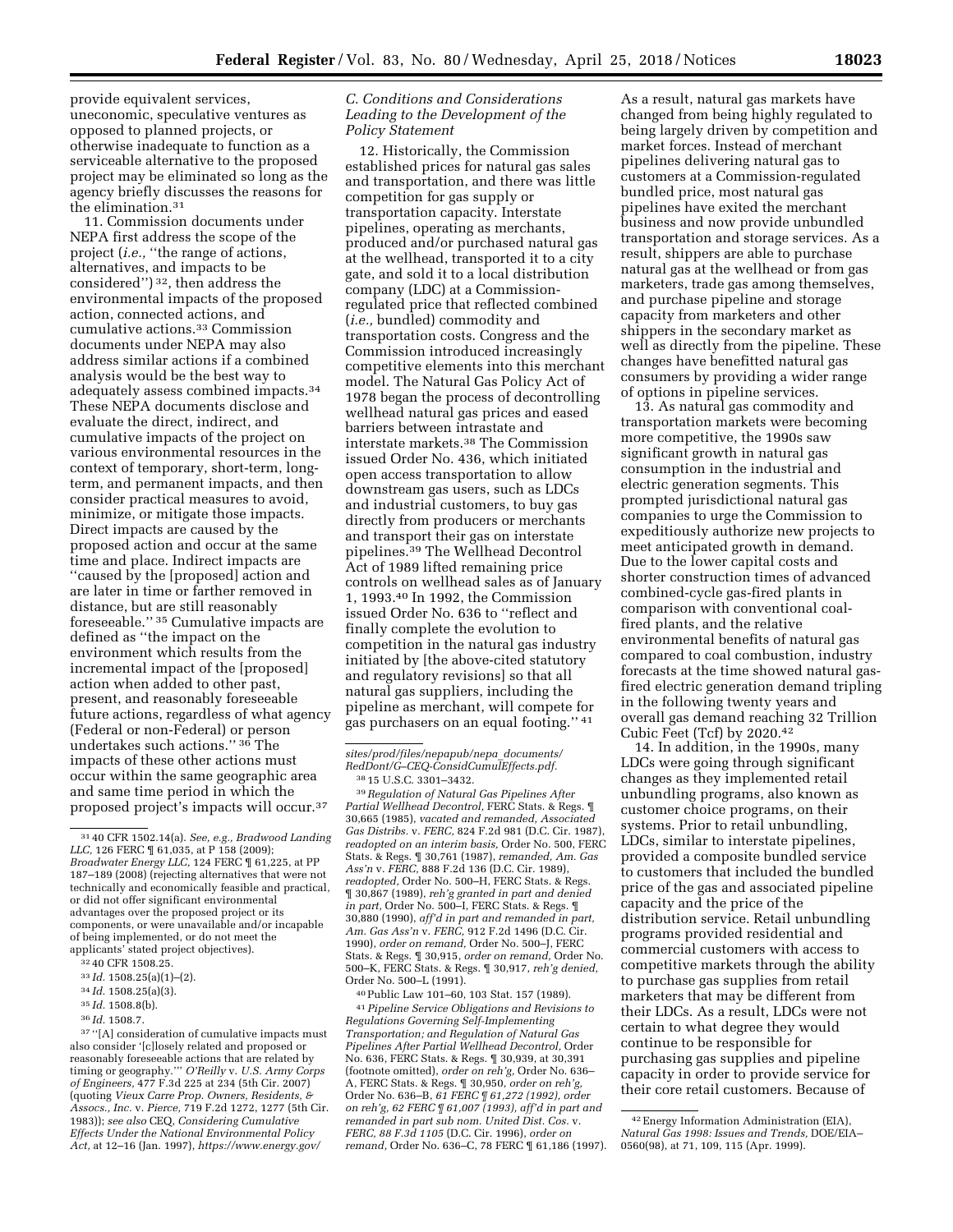provide equivalent services, uneconomic, speculative ventures as opposed to planned projects, or otherwise inadequate to function as a serviceable alternative to the proposed project may be eliminated so long as the agency briefly discusses the reasons for the elimination.[31]

11. Commission documents under NEPA first address the scope of the project (*i.e.,* "the range of actions, alternatives, and impacts to be considered")[32], then address the environmental impacts of the proposed action, connected actions, and cumulative actions.[33] Commission documents under NEPA may also address similar actions if a combined analysis would be the best way to adequately assess combined impacts.[34] These NEPA documents disclose and evaluate the direct, indirect, and cumulative impacts of the project on various environmental resources in the context of temporary, short-term, long-term, and permanent impacts, and then consider practical measures to avoid, minimize, or mitigate those impacts. Direct impacts are caused by the proposed action and occur at the same time and place. Indirect impacts are "caused by the [proposed] action and are later in time or farther removed in distance, but are still reasonably foreseeable."[35] Cumulative impacts are defined as "the impact on the environment which results from the incremental impact of the [proposed] action when added to other past, present, and reasonably foreseeable future actions, regardless of what agency (Federal or non-Federal) or person undertakes such actions."[36] The impacts of these other actions must occur within the same geographic area and same time period in which the proposed project's impacts will occur.[37]

### C. Conditions and Considerations Leading to the Development of the Policy Statement

12. Historically, the Commission established prices for natural gas sales and transportation, and there was little competition for gas supply or transportation capacity. Interstate pipelines, operating as merchants, produced and/or purchased natural gas at the wellhead, transported it to a city gate, and sold it to a local distribution company (LDC) at a Commission-regulated price that reflected combined (*i.e.,* bundled) commodity and transportation costs. Congress and the Commission introduced increasingly competitive elements into this merchant model. The Natural Gas Policy Act of 1978 began the process of decontrolling wellhead natural gas prices and eased barriers between intrastate and interstate markets.[38] The Commission issued Order No. 436, which initiated open access transportation to allow downstream gas users, such as LDCs and industrial customers, to buy gas directly from producers or merchants and transport their gas on interstate pipelines.[39] The Wellhead Decontrol Act of 1989 lifted remaining price controls on wellhead sales as of January 1, 1993.[40] In 1992, the Commission issued Order No. 636 to "reflect and finally complete the evolution to competition in the natural gas industry initiated by [the above-cited statutory and regulatory revisions] so that all natural gas suppliers, including the pipeline as merchant, will compete for gas purchasers on an equal footing."[41]

As a result, natural gas markets have changed from being highly regulated to being largely driven by competition and market forces. Instead of merchant pipelines delivering natural gas to customers at a Commission-regulated bundled price, most natural gas pipelines have exited the merchant business and now provide unbundled transportation and storage services. As a result, shippers are able to purchase natural gas at the wellhead or from gas marketers, trade gas among themselves, and purchase pipeline and storage capacity from marketers and other shippers in the secondary market as well as directly from the pipeline. These changes have benefitted natural gas consumers by providing a wider range of options in pipeline services.

13. As natural gas commodity and transportation markets were becoming more competitive, the 1990s saw significant growth in natural gas consumption in the industrial and electric generation segments. This prompted jurisdictional natural gas companies to urge the Commission to expeditiously authorize new projects to meet anticipated growth in demand. Due to the lower capital costs and shorter construction times of advanced combined-cycle gas-fired plants in comparison with conventional coal-fired plants, and the relative environmental benefits of natural gas compared to coal combustion, industry forecasts at the time showed natural gas-fired electric generation demand tripling in the following twenty years and overall gas demand reaching 32 Trillion Cubic Feet (Tcf) by 2020.[42]

14. In addition, in the 1990s, many LDCs were going through significant changes as they implemented retail unbundling programs, also known as customer choice programs, on their systems. Prior to retail unbundling, LDCs, similar to interstate pipelines, provided a composite bundled service to customers that included the bundled price of the gas and associated pipeline capacity and the price of the distribution service. Retail unbundling programs provided residential and commercial customers with access to competitive markets through the ability to purchase gas supplies from retail marketers that may be different from their LDCs. As a result, LDCs were not certain to what degree they would continue to be responsible for purchasing gas supplies and pipeline capacity in order to provide service for their core retail customers. Because of

---

[31] 40 CFR 1502.14(a). *See, e.g., Bradwood Landing LLC,* 126 FERC ¶ 61,035, at P 158 (2009); *Broadwater Energy LLC,* 124 FERC ¶ 61,225, at PP 187–189 (2008) (rejecting alternatives that were not technically and economically feasible and practical, or did not offer significant environmental advantages over the proposed project or its components, or were unavailable and/or incapable of being implemented, or do not meet the applicants' stated project objectives).

[32] 40 CFR 1508.25.

[33] *Id.* 1508.25(a)(1)–(2).

[34] *Id.* 1508.25(a)(3).

[35] *Id.* 1508.8(b).

[36] *Id.* 1508.7.

[37] "[A] consideration of cumulative impacts must also consider '[c]losely related and proposed or reasonably foreseeable actions that are related by timing or geography.'" *O'Reilly* v. *U.S. Army Corps of Engineers,* 477 F.3d 225 at 234 (5th Cir. 2007) (quoting *Vieux Carre Prop. Owners, Residents, & Assocs., Inc.* v. *Pierce,* 719 F.2d 1272, 1277 (5th Cir. 1983)); *see also* CEQ, *Considering Cumulative Effects Under the National Environmental Policy Act,* at 12–16 (Jan. 1997), *https://www.energy.gov/sites/prod/files/nepapub/nepa_documents/RedDont/G–CEQ-ConsidCumulEffects.pdf.*

[38] 15 U.S.C. 3301–3432.

[39] *Regulation of Natural Gas Pipelines After Partial Wellhead Decontrol,* FERC Stats. & Regs. ¶ 30,665 (1985), *vacated and remanded, Associated Gas Distribs.* v. *FERC,* 824 F.2d 981 (D.C. Cir. 1987), *readopted on an interim basis,* Order No. 500, FERC Stats. & Regs. ¶ 30,761 (1987), *remanded, Am. Gas Ass'n* v. *FERC,* 888 F.2d 136 (D.C. Cir. 1989), *readopted,* Order No. 500–H, FERC Stats. & Regs. ¶ 30,867 (1989), *reh'g granted in part and denied in part,* Order No. 500–I, FERC Stats. & Regs. ¶ 30,880 (1990), *aff'd in part and remanded in part, Am. Gas Ass'n* v. *FERC,* 912 F.2d 1496 (D.C. Cir. 1990), *order on remand,* Order No. 500–J, FERC Stats. & Regs. ¶ 30,915, *order on remand,* Order No. 500–K, FERC Stats. & Regs. ¶ 30,917, *reh'g denied,* Order No. 500–L (1991).

[40] Public Law 101–60, 103 Stat. 157 (1989).

[41] *Pipeline Service Obligations and Revisions to Regulations Governing Self-Implementing Transportation; and Regulation of Natural Gas Pipelines After Partial Wellhead Decontrol,* Order No. 636, FERC Stats. & Regs. ¶ 30,939, at 30,391 (footnote omitted), *order on reh'g,* Order No. 636–A, FERC Stats. & Regs. ¶ 30,950, *order on reh'g,* Order No. 636–B, *61 FERC ¶ 61,272 (1992), order on reh'g, 62 FERC ¶ 61,007 (1993), aff'd in part and remanded in part sub nom. United Dist. Cos.* v. *FERC, 88 F.3d 1105* (D.C. Cir. 1996), *order on remand,* Order No. 636–C, 78 FERC ¶ 61,186 (1997).

[42] Energy Information Administration (EIA), *Natural Gas 1998: Issues and Trends,* DOE/EIA–0560(98), at 71, 109, 115 (Apr. 1999).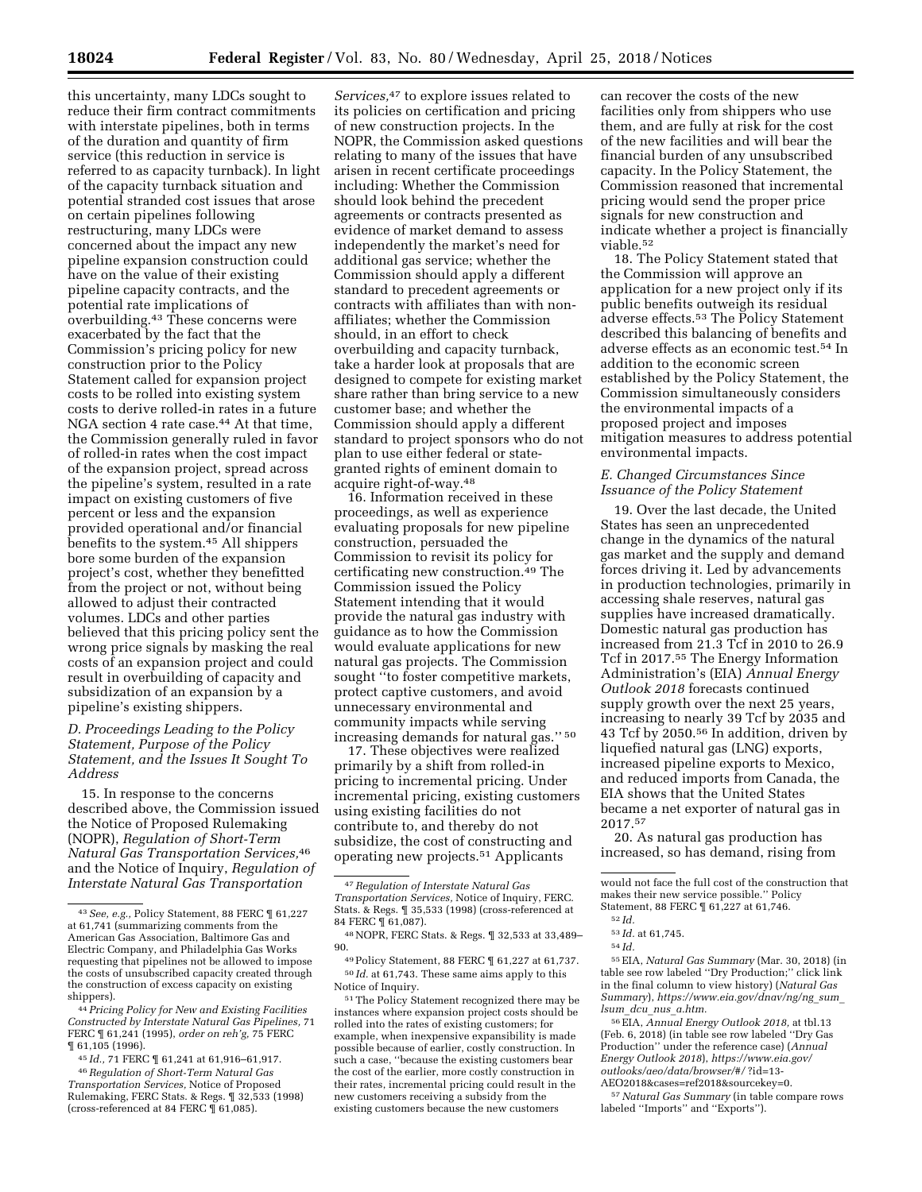this uncertainty, many LDCs sought to reduce their firm contract commitments with interstate pipelines, both in terms of the duration and quantity of firm service (this reduction in service is referred to as capacity turnback). In light of the capacity turnback situation and potential stranded cost issues that arose on certain pipelines following restructuring, many LDCs were concerned about the impact any new pipeline expansion construction could have on the value of their existing pipeline capacity contracts, and the potential rate implications of overbuilding.[43] These concerns were exacerbated by the fact that the Commission's pricing policy for new construction prior to the Policy Statement called for expansion project costs to be rolled into existing system costs to derive rolled-in rates in a future NGA section 4 rate case.[44] At that time, the Commission generally ruled in favor of rolled-in rates when the cost impact of the expansion project, spread across the pipeline's system, resulted in a rate impact on existing customers of five percent or less and the expansion provided operational and/or financial benefits to the system.[45] All shippers bore some burden of the expansion project's cost, whether they benefitted from the project or not, without being allowed to adjust their contracted volumes. LDCs and other parties believed that this pricing policy sent the wrong price signals by masking the real costs of an expansion project and could result in overbuilding of capacity and subsidization of an expansion by a pipeline's existing shippers.

### *D. Proceedings Leading to the Policy Statement, Purpose of the Policy Statement, and the Issues It Sought To Address*

15. In response to the concerns described above, the Commission issued the Notice of Proposed Rulemaking (NOPR), *Regulation of Short-Term Natural Gas Transportation Services,*[46] and the Notice of Inquiry, *Regulation of Interstate Natural Gas Transportation Services,*[47] to explore issues related to its policies on certification and pricing of new construction projects. In the NOPR, the Commission asked questions relating to many of the issues that have arisen in recent certificate proceedings including: Whether the Commission should look behind the precedent agreements or contracts presented as evidence of market demand to assess independently the market's need for additional gas service; whether the Commission should apply a different standard to precedent agreements or contracts with affiliates than with non-affiliates; whether the Commission should, in an effort to check overbuilding and capacity turnback, take a harder look at proposals that are designed to compete for existing market share rather than bring service to a new customer base; and whether the Commission should apply a different standard to project sponsors who do not plan to use either federal or state-granted rights of eminent domain to acquire right-of-way.[48]

16. Information received in these proceedings, as well as experience evaluating proposals for new pipeline construction, persuaded the Commission to revisit its policy for certificating new construction.[49] The Commission issued the Policy Statement intending that it would provide the natural gas industry with guidance as to how the Commission would evaluate applications for new natural gas projects. The Commission sought "to foster competitive markets, protect captive customers, and avoid unnecessary environmental and community impacts while serving increasing demands for natural gas." [50]

17. These objectives were realized primarily by a shift from rolled-in pricing to incremental pricing. Under incremental pricing, existing customers using existing facilities do not contribute to, and thereby do not subsidize, the cost of constructing and operating new projects.[51] Applicants can recover the costs of the new facilities only from shippers who use them, and are fully at risk for the cost of the new facilities and will bear the financial burden of any unsubscribed capacity. In the Policy Statement, the Commission reasoned that incremental pricing would send the proper price signals for new construction and indicate whether a project is financially viable.[52]

18. The Policy Statement stated that the Commission will approve an application for a new project only if its public benefits outweigh its residual adverse effects.[53] The Policy Statement described this balancing of benefits and adverse effects as an economic test.[54] In addition to the economic screen established by the Policy Statement, the Commission simultaneously considers the environmental impacts of a proposed project and imposes mitigation measures to address potential environmental impacts.

### *E. Changed Circumstances Since Issuance of the Policy Statement*

19. Over the last decade, the United States has seen an unprecedented change in the dynamics of the natural gas market and the supply and demand forces driving it. Led by advancements in production technologies, primarily in accessing shale reserves, natural gas supplies have increased dramatically. Domestic natural gas production has increased from 21.3 Tcf in 2010 to 26.9 Tcf in 2017.[55] The Energy Information Administration's (EIA) *Annual Energy Outlook 2018* forecasts continued supply growth over the next 25 years, increasing to nearly 39 Tcf by 2035 and 43 Tcf by 2050.[56] In addition, driven by liquefied natural gas (LNG) exports, increased pipeline exports to Mexico, and reduced imports from Canada, the EIA shows that the United States became a net exporter of natural gas in 2017.[57]

20. As natural gas production has increased, so has demand, rising from

---

[43] *See, e.g.,* Policy Statement, 88 FERC ¶ 61,227 at 61,741 (summarizing comments from the American Gas Association, Baltimore Gas and Electric Company, and Philadelphia Gas Works requesting that pipelines not be allowed to impose the costs of unsubscribed capacity created through the construction of excess capacity on existing shippers).

[44] *Pricing Policy for New and Existing Facilities Constructed by Interstate Natural Gas Pipelines,* 71 FERC ¶ 61,241 (1995), *order on reh'g,* 75 FERC ¶ 61,105 (1996).

[45] *Id.,* 71 FERC ¶ 61,241 at 61,916–61,917.

[46] *Regulation of Short-Term Natural Gas Transportation Services,* Notice of Proposed Rulemaking, FERC Stats. & Regs. ¶ 32,533 (1998) (cross-referenced at 84 FERC ¶ 61,085).

[47] *Regulation of Interstate Natural Gas Transportation Services,* Notice of Inquiry, FERC. Stats. & Regs. ¶ 35,533 (1998) (cross-referenced at 84 FERC ¶ 61,087).

[48] NOPR, FERC Stats. & Regs. ¶ 32,533 at 33,489–90.

[49] Policy Statement, 88 FERC ¶ 61,227 at 61,737.

[50] *Id.* at 61,743. These same aims apply to this Notice of Inquiry.

[51] The Policy Statement recognized there may be instances where expansion project costs should be rolled into the rates of existing customers; for example, when inexpensive expansibility is made possible because of earlier, costly construction. In such a case, "because the existing customers bear the cost of the earlier, more costly construction in their rates, incremental pricing could result in the new customers receiving a subsidy from the existing customers because the new customers would not face the full cost of the construction that makes their new service possible." Policy Statement, 88 FERC ¶ 61,227 at 61,746.

[52] *Id.*

[53] *Id.* at 61,745.

[54] *Id.*

[55] EIA, *Natural Gas Summary* (Mar. 30, 2018) (in table see row labeled "Dry Production;" click link in the final column to view history) (*Natural Gas Summary*), *https://www.eia.gov/dnav/ng/ng_sum_lsum_dcu_nus_a.htm.*

[56] EIA, *Annual Energy Outlook 2018,* at tbl.13 (Feb. 6, 2018) (in table see row labeled "Dry Gas Production" under the reference case) (*Annual Energy Outlook 2018*), *https://www.eia.gov/outlooks/aeo/data/browser/#/?id=13-AEO2018&cases=ref2018&sourcekey=0.*

[57] *Natural Gas Summary* (in table compare rows labeled "Imports" and "Exports").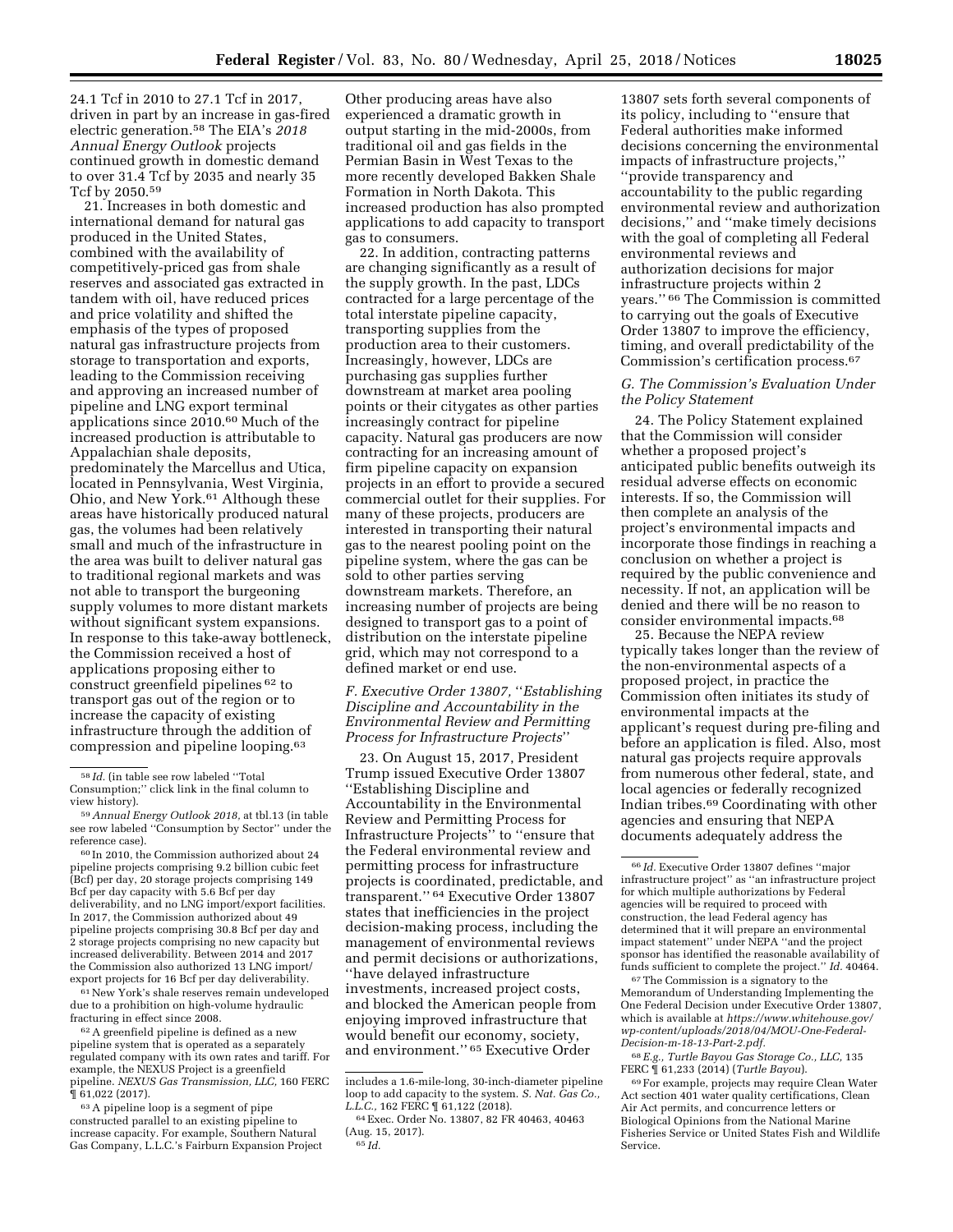24.1 Tcf in 2010 to 27.1 Tcf in 2017, driven in part by an increase in gas-fired electric generation.[58] The EIA's *2018 Annual Energy Outlook* projects continued growth in domestic demand to over 31.4 Tcf by 2035 and nearly 35 Tcf by 2050.[59]

21. Increases in both domestic and international demand for natural gas produced in the United States, combined with the availability of competitively-priced gas from shale reserves and associated gas extracted in tandem with oil, have reduced prices and price volatility and shifted the emphasis of the types of proposed natural gas infrastructure projects from storage to transportation and exports, leading to the Commission receiving and approving an increased number of pipeline and LNG export terminal applications since 2010.[60] Much of the increased production is attributable to Appalachian shale deposits, predominately the Marcellus and Utica, located in Pennsylvania, West Virginia, Ohio, and New York.[61] Although these areas have historically produced natural gas, the volumes had been relatively small and much of the infrastructure in the area was built to deliver natural gas to traditional regional markets and was not able to transport the burgeoning supply volumes to more distant markets without significant system expansions. In response to this take-away bottleneck, the Commission received a host of applications proposing either to construct greenfield pipelines[62] to transport gas out of the region or to increase the capacity of existing infrastructure through the addition of compression and pipeline looping.[63] Other producing areas have also experienced a dramatic growth in output starting in the mid-2000s, from traditional oil and gas fields in the Permian Basin in West Texas to the more recently developed Bakken Shale Formation in North Dakota. This increased production has also prompted applications to add capacity to transport gas to consumers.

22. In addition, contracting patterns are changing significantly as a result of the supply growth. In the past, LDCs contracted for a large percentage of the total interstate pipeline capacity, transporting supplies from the production area to their customers. Increasingly, however, LDCs are purchasing gas supplies further downstream at market area pooling points or their citygates as other parties increasingly contract for pipeline capacity. Natural gas producers are now contracting for an increasing amount of firm pipeline capacity on expansion projects in an effort to provide a secured commercial outlet for their supplies. For many of these projects, producers are interested in transporting their natural gas to the nearest pooling point on the pipeline system, where the gas can be sold to other parties serving downstream markets. Therefore, an increasing number of projects are being designed to transport gas to a point of distribution on the interstate pipeline grid, which may not correspond to a defined market or end use.

### *F. Executive Order 13807, ''Establishing Discipline and Accountability in the Environmental Review and Permitting Process for Infrastructure Projects''*

23. On August 15, 2017, President Trump issued Executive Order 13807 ''Establishing Discipline and Accountability in the Environmental Review and Permitting Process for Infrastructure Projects'' to ''ensure that the Federal environmental review and permitting process for infrastructure projects is coordinated, predictable, and transparent.''[64] Executive Order 13807 states that inefficiencies in the project decision-making process, including the management of environmental reviews and permit decisions or authorizations, ''have delayed infrastructure investments, increased project costs, and blocked the American people from enjoying improved infrastructure that would benefit our economy, society, and environment.''[65] Executive Order 13807 sets forth several components of its policy, including to ''ensure that Federal authorities make informed decisions concerning the environmental impacts of infrastructure projects,'' ''provide transparency and accountability to the public regarding environmental review and authorization decisions,'' and ''make timely decisions with the goal of completing all Federal environmental reviews and authorization decisions for major infrastructure projects within 2 years.''[66] The Commission is committed to carrying out the goals of Executive Order 13807 to improve the efficiency, timing, and overall predictability of the Commission's certification process.[67]

### *G. The Commission's Evaluation Under the Policy Statement*

24. The Policy Statement explained that the Commission will consider whether a proposed project's anticipated public benefits outweigh its residual adverse effects on economic interests. If so, the Commission will then complete an analysis of the project's environmental impacts and incorporate those findings in reaching a conclusion on whether a project is required by the public convenience and necessity. If not, an application will be denied and there will be no reason to consider environmental impacts.[68]

25. Because the NEPA review typically takes longer than the review of the non-environmental aspects of a proposed project, in practice the Commission often initiates its study of environmental impacts at the applicant's request during pre-filing and before an application is filed. Also, most natural gas projects require approvals from numerous other federal, state, and local agencies or federally recognized Indian tribes.[69] Coordinating with other agencies and ensuring that NEPA documents adequately address the

---

[58] *Id.* (in table see row labeled ''Total Consumption;'' click link in the final column to view history).

[59] *Annual Energy Outlook 2018,* at tbl.13 (in table see row labeled ''Consumption by Sector'' under the reference case).

[60] In 2010, the Commission authorized about 24 pipeline projects comprising 9.2 billion cubic feet (Bcf) per day, 20 storage projects comprising 149 Bcf per day capacity with 5.6 Bcf per day deliverability, and no LNG import/export facilities. In 2017, the Commission authorized about 49 pipeline projects comprising 30.8 Bcf per day and 2 storage projects comprising no new capacity but increased deliverability. Between 2014 and 2017 the Commission also authorized 13 LNG import/export projects for 16 Bcf per day deliverability.

[61] New York's shale reserves remain undeveloped due to a prohibition on high-volume hydraulic fracturing in effect since 2008.

[62] A greenfield pipeline is defined as a new pipeline system that is operated as a separately regulated company with its own rates and tariff. For example, the NEXUS Project is a greenfield pipeline. *NEXUS Gas Transmission, LLC,* 160 FERC ¶ 61,022 (2017).

[63] A pipeline loop is a segment of pipe constructed parallel to an existing pipeline to increase capacity. For example, Southern Natural Gas Company, L.L.C.'s Fairburn Expansion Project includes a 1.6-mile-long, 30-inch-diameter pipeline loop to add capacity to the system. *S. Nat. Gas Co., L.L.C.,* 162 FERC ¶ 61,122 (2018).

[64] Exec. Order No. 13807, 82 FR 40463, 40463 (Aug. 15, 2017).

[65] *Id.*

[66] *Id.* Executive Order 13807 defines ''major infrastructure project'' as ''an infrastructure project for which multiple authorizations by Federal agencies will be required to proceed with construction, the lead Federal agency has determined that it will prepare an environmental impact statement'' under NEPA ''and the project sponsor has identified the reasonable availability of funds sufficient to complete the project.'' *Id.* 40464.

[67] The Commission is a signatory to the Memorandum of Understanding Implementing the One Federal Decision under Executive Order 13807, which is available at *https://www.whitehouse.gov/wp-content/uploads/2018/04/MOU-One-Federal-Decision-m-18-13-Part-2.pdf.*

[68] *E.g., Turtle Bayou Gas Storage Co., LLC,* 135 FERC ¶ 61,233 (2014) (*Turtle Bayou*).

[69] For example, projects may require Clean Water Act section 401 water quality certifications, Clean Air Act permits, and concurrence letters or Biological Opinions from the National Marine Fisheries Service or United States Fish and Wildlife Service.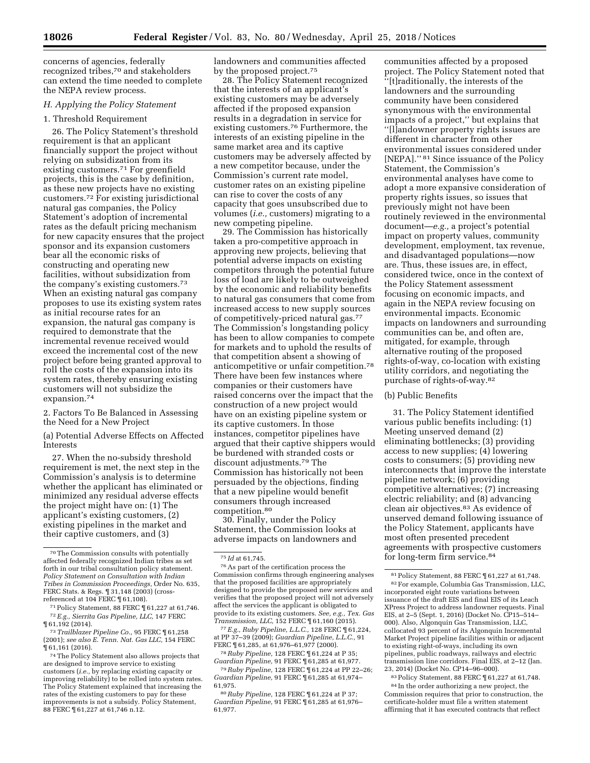concerns of agencies, federally recognized tribes,[70] and stakeholders can extend the time needed to complete the NEPA review process.

### H. Applying the Policy Statement

#### 1. Threshold Requirement

26. The Policy Statement's threshold requirement is that an applicant financially support the project without relying on subsidization from its existing customers.[71] For greenfield projects, this is the case by definition, as these new projects have no existing customers.[72] For existing jurisdictional natural gas companies, the Policy Statement's adoption of incremental rates as the default pricing mechanism for new capacity ensures that the project sponsor and its expansion customers bear all the economic risks of constructing and operating new facilities, without subsidization from the company's existing customers.[73] When an existing natural gas company proposes to use its existing system rates as initial recourse rates for an expansion, the natural gas company is required to demonstrate that the incremental revenue received would exceed the incremental cost of the new project before being granted approval to roll the costs of the expansion into its system rates, thereby ensuring existing customers will not subsidize the expansion.[74]

#### 2. Factors To Be Balanced in Assessing the Need for a New Project

(a) Potential Adverse Effects on Affected Interests

27. When the no-subsidy threshold requirement is met, the next step in the Commission's analysis is to determine whether the applicant has eliminated or minimized any residual adverse effects the project might have on: (1) The applicant's existing customers, (2) existing pipelines in the market and their captive customers, and (3) landowners and communities affected by the proposed project.[75]

28. The Policy Statement recognized that the interests of an applicant's existing customers may be adversely affected if the proposed expansion results in a degradation in service for existing customers.[76] Furthermore, the interests of an existing pipeline in the same market area and its captive customers may be adversely affected by a new competitor because, under the Commission's current rate model, customer rates on an existing pipeline can rise to cover the costs of any capacity that goes unsubscribed due to volumes (*i.e.,* customers) migrating to a new competing pipeline.

29. The Commission has historically taken a pro-competitive approach in approving new projects, believing that potential adverse impacts on existing competitors through the potential future loss of load are likely to be outweighed by the economic and reliability benefits to natural gas consumers that come from increased access to new supply sources of competitively-priced natural gas.[77] The Commission's longstanding policy has been to allow companies to compete for markets and to uphold the results of that competition absent a showing of anticompetitive or unfair competition.[78] There have been few instances where companies or their customers have raised concerns over the impact that the construction of a new project would have on an existing pipeline system or its captive customers. In those instances, competitor pipelines have argued that their captive shippers would be burdened with stranded costs or discount adjustments.[79] The Commission has historically not been persuaded by the objections, finding that a new pipeline would benefit consumers through increased competition.[80]

30. Finally, under the Policy Statement, the Commission looks at adverse impacts on landowners and communities affected by a proposed project. The Policy Statement noted that "[t]raditionally, the interests of the landowners and the surrounding community have been considered synonymous with the environmental impacts of a project," but explains that "[l]andowner property rights issues are different in character from other environmental issues considered under [NEPA]." [81] Since issuance of the Policy Statement, the Commission's environmental analyses have come to adopt a more expansive consideration of property rights issues, so issues that previously might not have been routinely reviewed in the environmental document—*e.g.,* a project's potential impact on property values, community development, employment, tax revenue, and disadvantaged populations—now are. Thus, these issues are, in effect, considered twice, once in the context of the Policy Statement assessment focusing on economic impacts, and again in the NEPA review focusing on environmental impacts. Economic impacts on landowners and surrounding communities can be, and often are, mitigated, for example, through alternative routing of the proposed rights-of-way, co-location with existing utility corridors, and negotiating the purchase of rights-of-way.[82]

(b) Public Benefits

31. The Policy Statement identified various public benefits including: (1) Meeting unserved demand (2) eliminating bottlenecks; (3) providing access to new supplies; (4) lowering costs to consumers; (5) providing new interconnects that improve the interstate pipeline network; (6) providing competitive alternatives; (7) increasing electric reliability; and (8) advancing clean air objectives.[83] As evidence of unserved demand following issuance of the Policy Statement, applicants have most often presented precedent agreements with prospective customers for long-term firm service.[84]

---

[70] The Commission consults with potentially affected federally recognized Indian tribes as set forth in our tribal consultation policy statement. *Policy Statement on Consultation with Indian Tribes in Commission Proceedings,* Order No. 635, FERC Stats. & Regs. ¶ 31,148 (2003) (cross-referenced at 104 FERC ¶ 61,108).

[71] Policy Statement, 88 FERC ¶ 61,227 at 61,746.

[72] *E.g., Sierrita Gas Pipeline, LLC,* 147 FERC ¶ 61,192 (2014).

[73] *Trailblazer Pipeline Co.,* 95 FERC ¶ 61,258 (2001); *see also E. Tenn. Nat. Gas LLC,* 154 FERC ¶ 61,161 (2016).

[74] The Policy Statement also allows projects that are designed to improve service to existing customers (*i.e.,* by replacing existing capacity or improving reliability) to be rolled into system rates. The Policy Statement explained that increasing the rates of the existing customers to pay for these improvements is not a subsidy. Policy Statement, 88 FERC ¶ 61,227 at 61,746 n.12.

[75] *Id* at 61,745.

[76] As part of the certification process the Commission confirms through engineering analyses that the proposed facilities are appropriately designed to provide the proposed new services and verifies that the proposed project will not adversely affect the services the applicant is obligated to provide to its existing customers. *See, e.g., Tex. Gas Transmission, LLC,* 152 FERC ¶ 61,160 (2015).

[77] *E.g., Ruby Pipeline, L.L.C.,* 128 FERC ¶ 61,224, at PP 37–39 (2009); *Guardian Pipeline, L.L.C.,* 91 FERC ¶ 61,285, at 61,976–61,977 (2000).

[78] *Ruby Pipeline,* 128 FERC ¶ 61,224 at P 35; *Guardian Pipeline,* 91 FERC ¶ 61,285 at 61,977.

[79] *Ruby Pipeline,* 128 FERC ¶ 61,224 at PP 22–26; *Guardian Pipeline,* 91 FERC ¶ 61,285 at 61,974–61,975.

[80] *Ruby Pipeline,* 128 FERC ¶ 61,224 at P 37; *Guardian Pipeline,* 91 FERC ¶ 61,285 at 61,976–61,977.

[81] Policy Statement, 88 FERC ¶ 61,227 at 61,748.

[82] For example, Columbia Gas Transmission, LLC, incorporated eight route variations between issuance of the draft EIS and final EIS of its Leach XPress Project to address landowner requests. Final EIS, at 2–5 (Sept. 1, 2016) (Docket No. CP15–514–000). Also, Algonquin Gas Transmission, LLC, collocated 93 percent of its Algonquin Incremental Market Project pipeline facilities within or adjacent to existing right-of-ways, including its own pipelines, public roadways, railways and electric transmission line corridors. Final EIS, at 2–12 (Jan. 23, 2014) (Docket No. CP14–96–000).

[83] Policy Statement, 88 FERC ¶ 61,227 at 61,748.

[84] In the order authorizing a new project, the Commission requires that prior to construction, the certificate-holder must file a written statement affirming that it has executed contracts that reflect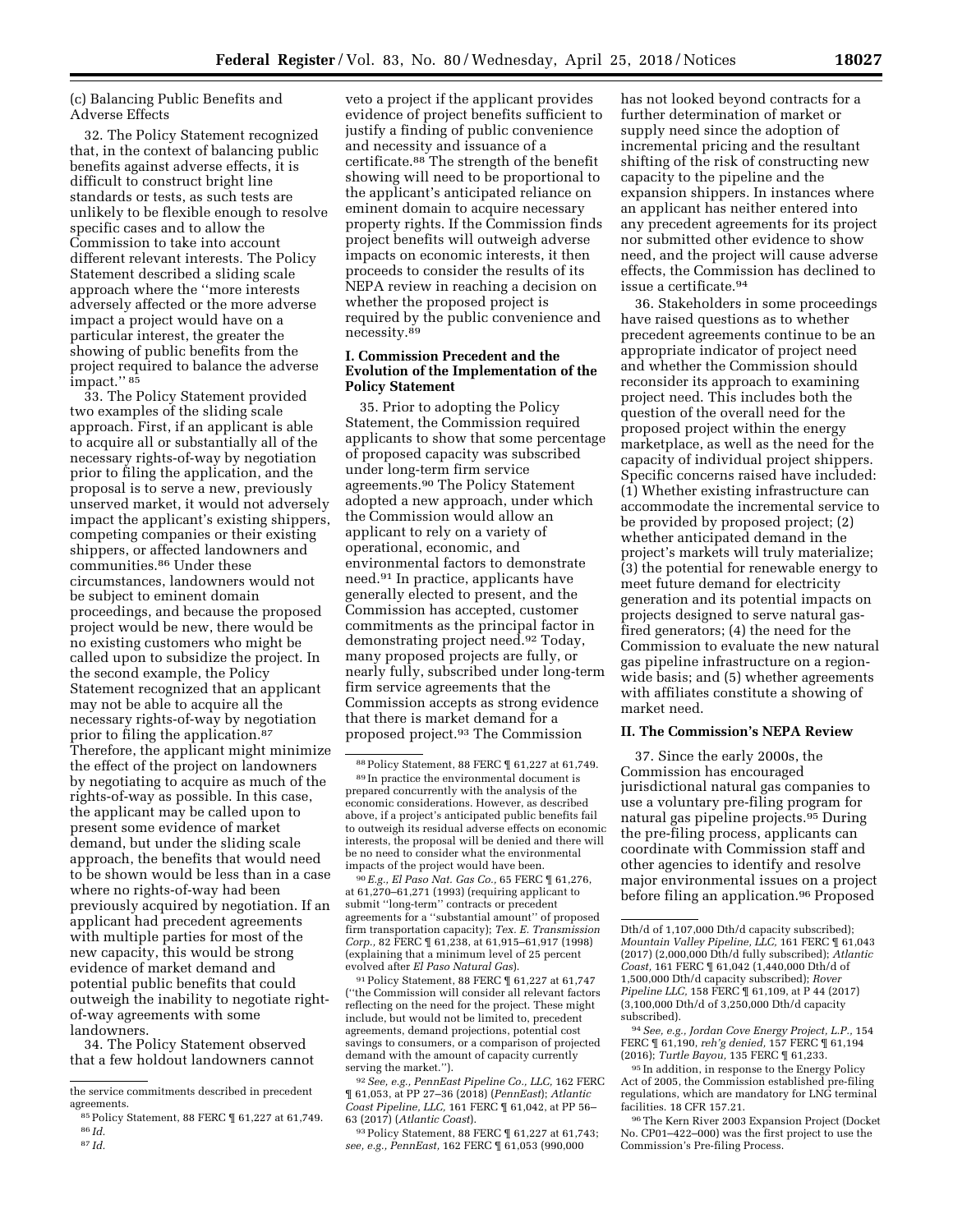(c) Balancing Public Benefits and Adverse Effects

32. The Policy Statement recognized that, in the context of balancing public benefits against adverse effects, it is difficult to construct bright line standards or tests, as such tests are unlikely to be flexible enough to resolve specific cases and to allow the Commission to take into account different relevant interests. The Policy Statement described a sliding scale approach where the ''more interests adversely affected or the more adverse impact a project would have on a particular interest, the greater the showing of public benefits from the project required to balance the adverse impact.'' [85]

33. The Policy Statement provided two examples of the sliding scale approach. First, if an applicant is able to acquire all or substantially all of the necessary rights-of-way by negotiation prior to filing the application, and the proposal is to serve a new, previously unserved market, it would not adversely impact the applicant's existing shippers, competing companies or their existing shippers, or affected landowners and communities.[86] Under these circumstances, landowners would not be subject to eminent domain proceedings, and because the proposed project would be new, there would be no existing customers who might be called upon to subsidize the project. In the second example, the Policy Statement recognized that an applicant may not be able to acquire all the necessary rights-of-way by negotiation prior to filing the application.[87] Therefore, the applicant might minimize the effect of the project on landowners by negotiating to acquire as much of the rights-of-way as possible. In this case, the applicant may be called upon to present some evidence of market demand, but under the sliding scale approach, the benefits that would need to be shown would be less than in a case where no rights-of-way had been previously acquired by negotiation. If an applicant had precedent agreements with multiple parties for most of the new capacity, this would be strong evidence of market demand and potential public benefits that could outweigh the inability to negotiate right-of-way agreements with some landowners.

34. The Policy Statement observed that a few holdout landowners cannot veto a project if the applicant provides evidence of project benefits sufficient to justify a finding of public convenience and necessity and issuance of a certificate.[88] The strength of the benefit showing will need to be proportional to the applicant's anticipated reliance on eminent domain to acquire necessary property rights. If the Commission finds project benefits will outweigh adverse impacts on economic interests, it then proceeds to consider the results of its NEPA review in reaching a decision on whether the proposed project is required by the public convenience and necessity.[89]

### I. Commission Precedent and the Evolution of the Implementation of the Policy Statement

35. Prior to adopting the Policy Statement, the Commission required applicants to show that some percentage of proposed capacity was subscribed under long-term firm service agreements.[90] The Policy Statement adopted a new approach, under which the Commission would allow an applicant to rely on a variety of operational, economic, and environmental factors to demonstrate need.[91] In practice, applicants have generally elected to present, and the Commission has accepted, customer commitments as the principal factor in demonstrating project need.[92] Today, many proposed projects are fully, or nearly fully, subscribed under long-term firm service agreements that the Commission accepts as strong evidence that there is market demand for a proposed project.[93] The Commission has not looked beyond contracts for a further determination of market or supply need since the adoption of incremental pricing and the resultant shifting of the risk of constructing new capacity to the pipeline and the expansion shippers. In instances where an applicant has neither entered into any precedent agreements for its project nor submitted other evidence to show need, and the project will cause adverse effects, the Commission has declined to issue a certificate.[94]

36. Stakeholders in some proceedings have raised questions as to whether precedent agreements continue to be an appropriate indicator of project need and whether the Commission should reconsider its approach to examining project need. This includes both the question of the overall need for the proposed project within the energy marketplace, as well as the need for the capacity of individual project shippers. Specific concerns raised have included: (1) Whether existing infrastructure can accommodate the incremental service to be provided by proposed project; (2) whether anticipated demand in the project's markets will truly materialize; (3) the potential for renewable energy to meet future demand for electricity generation and its potential impacts on projects designed to serve natural gas-fired generators; (4) the need for the Commission to evaluate the new natural gas pipeline infrastructure on a region-wide basis; and (5) whether agreements with affiliates constitute a showing of market need.

### II. The Commission's NEPA Review

37. Since the early 2000s, the Commission has encouraged jurisdictional natural gas companies to use a voluntary pre-filing program for natural gas pipeline projects.[95] During the pre-filing process, applicants can coordinate with Commission staff and other agencies to identify and resolve major environmental issues on a project before filing an application.[96] Proposed

---

the service commitments described in precedent agreements.

[85] Policy Statement, 88 FERC ¶ 61,227 at 61,749.

[86] *Id.*

[87] *Id.*

[88] Policy Statement, 88 FERC ¶ 61,227 at 61,749.

[89] In practice the environmental document is prepared concurrently with the analysis of the economic considerations. However, as described above, if a project's anticipated public benefits fail to outweigh its residual adverse effects on economic interests, the proposal will be denied and there will be no need to consider what the environmental impacts of the project would have been.

[90] *E.g., El Paso Nat. Gas Co.,* 65 FERC ¶ 61,276, at 61,270–61,271 (1993) (requiring applicant to submit ''long-term'' contracts or precedent agreements for a ''substantial amount'' of proposed firm transportation capacity); *Tex. E. Transmission Corp.,* 82 FERC ¶ 61,238, at 61,915–61,917 (1998) (explaining that a minimum level of 25 percent evolved after *El Paso Natural Gas*).

[91] Policy Statement, 88 FERC ¶ 61,227 at 61,747 (''the Commission will consider all relevant factors reflecting on the need for the project. These might include, but would not be limited to, precedent agreements, demand projections, potential cost savings to consumers, or a comparison of projected demand with the amount of capacity currently serving the market.'').

[92] *See, e.g., PennEast Pipeline Co., LLC,* 162 FERC ¶ 61,053, at PP 27–36 (2018) (*PennEast*); *Atlantic Coast Pipeline, LLC,* 161 FERC ¶ 61,042, at PP 56–63 (2017) (*Atlantic Coast*).

[93] Policy Statement, 88 FERC ¶ 61,227 at 61,743; *see, e.g., PennEast,* 162 FERC ¶ 61,053 (990,000 Dth/d of 1,107,000 Dth/d capacity subscribed); *Mountain Valley Pipeline, LLC,* 161 FERC ¶ 61,043 (2017) (2,000,000 Dth/d fully subscribed); *Atlantic Coast,* 161 FERC ¶ 61,042 (1,440,000 Dth/d of 1,500,000 Dth/d capacity subscribed); *Rover Pipeline LLC,* 158 FERC ¶ 61,109, at P 44 (2017) (3,100,000 Dth/d of 3,250,000 Dth/d capacity subscribed).

[94] *See, e.g., Jordan Cove Energy Project, L.P.,* 154 FERC ¶ 61,190, *reh'g denied,* 157 FERC ¶ 61,194 (2016); *Turtle Bayou,* 135 FERC ¶ 61,233.

[95] In addition, in response to the Energy Policy Act of 2005, the Commission established pre-filing regulations, which are mandatory for LNG terminal facilities. 18 CFR 157.21.

[96] The Kern River 2003 Expansion Project (Docket No. CP01–422–000) was the first project to use the Commission's Pre-filing Process.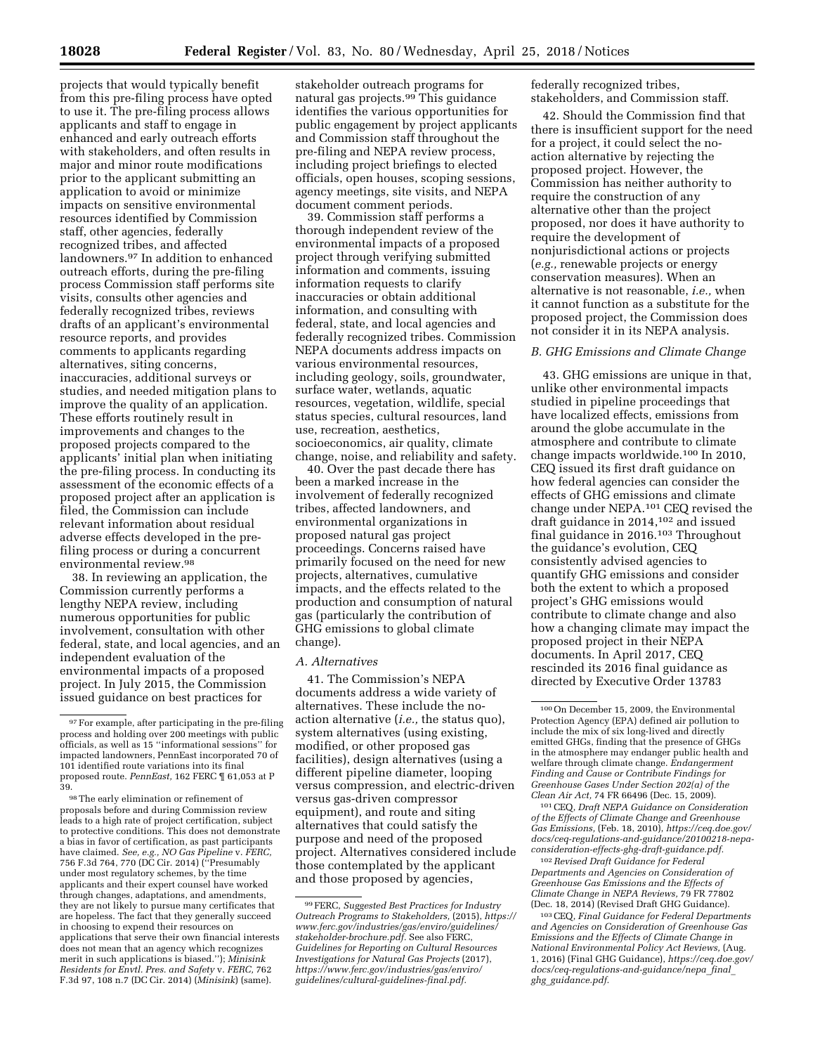projects that would typically benefit from this pre-filing process have opted to use it. The pre-filing process allows applicants and staff to engage in enhanced and early outreach efforts with stakeholders, and often results in major and minor route modifications prior to the applicant submitting an application to avoid or minimize impacts on sensitive environmental resources identified by Commission staff, other agencies, federally recognized tribes, and affected landowners.[97] In addition to enhanced outreach efforts, during the pre-filing process Commission staff performs site visits, consults other agencies and federally recognized tribes, reviews drafts of an applicant's environmental resource reports, and provides comments to applicants regarding alternatives, siting concerns, inaccuracies, additional surveys or studies, and needed mitigation plans to improve the quality of an application. These efforts routinely result in improvements and changes to the proposed projects compared to the applicants' initial plan when initiating the pre-filing process. In conducting its assessment of the economic effects of a proposed project after an application is filed, the Commission can include relevant information about residual adverse effects developed in the pre-filing process or during a concurrent environmental review.[98]

38. In reviewing an application, the Commission currently performs a lengthy NEPA review, including numerous opportunities for public involvement, consultation with other federal, state, and local agencies, and an independent evaluation of the environmental impacts of a proposed project. In July 2015, the Commission issued guidance on best practices for stakeholder outreach programs for natural gas projects.[99] This guidance identifies the various opportunities for public engagement by project applicants and Commission staff throughout the pre-filing and NEPA review process, including project briefings to elected officials, open houses, scoping sessions, agency meetings, site visits, and NEPA document comment periods.

39. Commission staff performs a thorough independent review of the environmental impacts of a proposed project through verifying submitted information and comments, issuing information requests to clarify inaccuracies or obtain additional information, and consulting with federal, state, and local agencies and federally recognized tribes. Commission NEPA documents address impacts on various environmental resources, including geology, soils, groundwater, surface water, wetlands, aquatic resources, vegetation, wildlife, special status species, cultural resources, land use, recreation, aesthetics, socioeconomics, air quality, climate change, noise, and reliability and safety.

40. Over the past decade there has been a marked increase in the involvement of federally recognized tribes, affected landowners, and environmental organizations in proposed natural gas project proceedings. Concerns raised have primarily focused on the need for new projects, alternatives, cumulative impacts, and the effects related to the production and consumption of natural gas (particularly the contribution of GHG emissions to global climate change).

### A. Alternatives

41. The Commission's NEPA documents address a wide variety of alternatives. These include the no-action alternative (*i.e.,* the status quo), system alternatives (using existing, modified, or other proposed gas facilities), design alternatives (using a different pipeline diameter, looping versus compression, and electric-driven versus gas-driven compressor equipment), and route and siting alternatives that could satisfy the purpose and need of the proposed project. Alternatives considered include those contemplated by the applicant and those proposed by agencies, federally recognized tribes, stakeholders, and Commission staff.

42. Should the Commission find that there is insufficient support for the need for a project, it could select the no-action alternative by rejecting the proposed project. However, the Commission has neither authority to require the construction of any alternative other than the project proposed, nor does it have authority to require the development of nonjurisdictional actions or projects (*e.g.,* renewable projects or energy conservation measures). When an alternative is not reasonable, *i.e.,* when it cannot function as a substitute for the proposed project, the Commission does not consider it in its NEPA analysis.

### B. GHG Emissions and Climate Change

43. GHG emissions are unique in that, unlike other environmental impacts studied in pipeline proceedings that have localized effects, emissions from around the globe accumulate in the atmosphere and contribute to climate change impacts worldwide.[100] In 2010, CEQ issued its first draft guidance on how federal agencies can consider the effects of GHG emissions and climate change under NEPA.[101] CEQ revised the draft guidance in 2014,[102] and issued final guidance in 2016.[103] Throughout the guidance's evolution, CEQ consistently advised agencies to quantify GHG emissions and consider both the extent to which a proposed project's GHG emissions would contribute to climate change and also how a changing climate may impact the proposed project in their NEPA documents. In April 2017, CEQ rescinded its 2016 final guidance as directed by Executive Order 13783

---

[97] For example, after participating in the pre-filing process and holding over 200 meetings with public officials, as well as 15 "informational sessions" for impacted landowners, PennEast incorporated 70 of 101 identified route variations into its final proposed route. *PennEast,* 162 FERC ¶ 61,053 at P 39.

[98] The early elimination or refinement of proposals before and during Commission review leads to a high rate of project certification, subject to protective conditions. This does not demonstrate a bias in favor of certification, as past participants have claimed. *See, e.g., NO Gas Pipeline* v. *FERC,* 756 F.3d 764, 770 (DC Cir. 2014) ("Presumably under most regulatory schemes, by the time applicants and their expert counsel have worked through changes, adaptations, and amendments, they are not likely to pursue many certificates that are hopeless. The fact that they generally succeed in choosing to expend their resources on applications that serve their own financial interests does not mean that an agency which recognizes merit in such applications is biased."); *Minisink Residents for Envtl. Pres. and Safety* v. *FERC,* 762 F.3d 97, 108 n.7 (DC Cir. 2014) (*Minisink*) (same).

[99] FERC, *Suggested Best Practices for Industry Outreach Programs to Stakeholders,* (2015), *https://www.ferc.gov/industries/gas/enviro/guidelines/stakeholder-brochure.pdf.* See also FERC, *Guidelines for Reporting on Cultural Resources Investigations for Natural Gas Projects* (2017), *https://www.ferc.gov/industries/gas/enviro/guidelines/cultural-guidelines-final.pdf.*

[100] On December 15, 2009, the Environmental Protection Agency (EPA) defined air pollution to include the mix of six long-lived and directly emitted GHGs, finding that the presence of GHGs in the atmosphere may endanger public health and welfare through climate change. *Endangerment Finding and Cause or Contribute Findings for Greenhouse Gases Under Section 202(a) of the Clean Air Act,* 74 FR 66496 (Dec. 15, 2009).

[101] CEQ, *Draft NEPA Guidance on Consideration of the Effects of Climate Change and Greenhouse Gas Emissions,* (Feb. 18, 2010), *https://ceq.doe.gov/docs/ceq-regulations-and-guidance/20100218-nepa-consideration-effects-ghg-draft-guidance.pdf.*

[102] *Revised Draft Guidance for Federal Departments and Agencies on Consideration of Greenhouse Gas Emissions and the Effects of Climate Change in NEPA Reviews,* 79 FR 77802 (Dec. 18, 2014) (Revised Draft GHG Guidance).

[103] CEQ, *Final Guidance for Federal Departments and Agencies on Consideration of Greenhouse Gas Emissions and the Effects of Climate Change in National Environmental Policy Act Reviews,* (Aug. 1, 2016) (Final GHG Guidance), *https://ceq.doe.gov/docs/ceq-regulations-and-guidance/nepa_final_ghg_guidance.pdf.*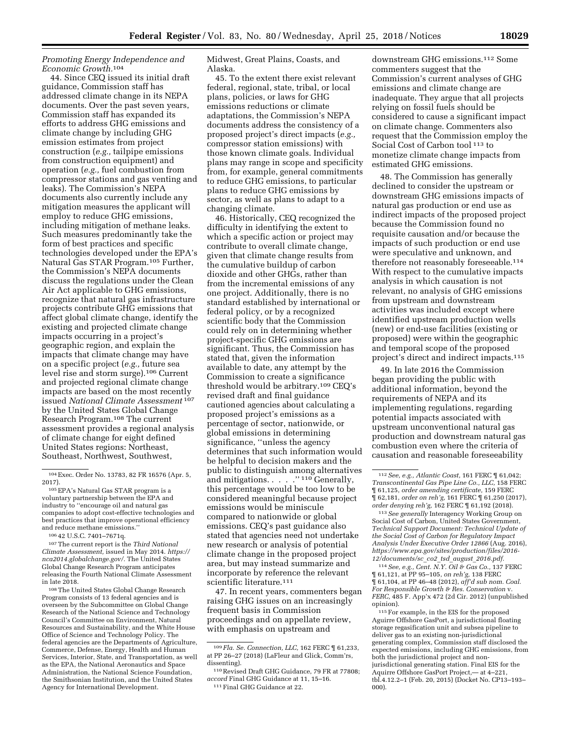*Promoting Energy Independence and Economic Growth.*[104]

44. Since CEQ issued its initial draft guidance, Commission staff has addressed climate change in its NEPA documents. Over the past seven years, Commission staff has expanded its efforts to address GHG emissions and climate change by including GHG emission estimates from project construction (*e.g.,* tailpipe emissions from construction equipment) and operation (*e.g.,* fuel combustion from compressor stations and gas venting and leaks). The Commission's NEPA documents also currently include any mitigation measures the applicant will employ to reduce GHG emissions, including mitigation of methane leaks. Such measures predominantly take the form of best practices and specific technologies developed under the EPA's Natural Gas STAR Program.[105] Further, the Commission's NEPA documents discuss the regulations under the Clean Air Act applicable to GHG emissions, recognize that natural gas infrastructure projects contribute GHG emissions that affect global climate change, identify the existing and projected climate change impacts occurring in a project's geographic region, and explain the impacts that climate change may have on a specific project (*e.g.,* future sea level rise and storm surge).[106] Current and projected regional climate change impacts are based on the most recently issued *National Climate Assessment*[107] by the United States Global Change Research Program.[108] The current assessment provides a regional analysis of climate change for eight defined United States regions: Northeast, Southeast, Northwest, Southwest, Midwest, Great Plains, Coasts, and Alaska.

45. To the extent there exist relevant federal, regional, state, tribal, or local plans, policies, or laws for GHG emissions reductions or climate adaptations, the Commission's NEPA documents address the consistency of a proposed project's direct impacts (*e.g.,* compressor station emissions) with those known climate goals. Individual plans may range in scope and specificity from, for example, general commitments to reduce GHG emissions, to particular plans to reduce GHG emissions by sector, as well as plans to adapt to a changing climate.

46. Historically, CEQ recognized the difficulty in identifying the extent to which a specific action or project may contribute to overall climate change, given that climate change results from the cumulative buildup of carbon dioxide and other GHGs, rather than from the incremental emissions of any one project. Additionally, there is no standard established by international or federal policy, or by a recognized scientific body that the Commission could rely on in determining whether project-specific GHG emissions are significant. Thus, the Commission has stated that, given the information available to date, any attempt by the Commission to create a significance threshold would be arbitrary.[109] CEQ's revised draft and final guidance cautioned agencies about calculating a proposed project's emissions as a percentage of sector, nationwide, or global emissions in determining significance, ''unless the agency determines that such information would be helpful to decision makers and the public to distinguish among alternatives and mitigations. . . . .''[110] Generally, this percentage would be too low to be considered meaningful because project emissions would be miniscule compared to nationwide or global emissions. CEQ's past guidance also stated that agencies need not undertake new research or analysis of potential climate change in the proposed project area, but may instead summarize and incorporate by reference the relevant scientific literature.[111]

47. In recent years, commenters began raising GHG issues on an increasingly frequent basis in Commission proceedings and on appellate review, with emphasis on upstream and downstream GHG emissions.[112] Some commenters suggest that the Commission's current analyses of GHG emissions and climate change are inadequate. They argue that all projects relying on fossil fuels should be considered to cause a significant impact on climate change. Commenters also request that the Commission employ the Social Cost of Carbon tool[113] to monetize climate change impacts from estimated GHG emissions.

48. The Commission has generally declined to consider the upstream or downstream GHG emissions impacts of natural gas production or end use as indirect impacts of the proposed project because the Commission found no requisite causation and/or because the impacts of such production or end use were speculative and unknown, and therefore not reasonably foreseeable.[114] With respect to the cumulative impacts analysis in which causation is not relevant, no analysis of GHG emissions from upstream and downstream activities was included except where identified upstream production wells (new) or end-use facilities (existing or proposed) were within the geographic and temporal scope of the proposed project's direct and indirect impacts.[115]

49. In late 2016 the Commission began providing the public with additional information, beyond the requirements of NEPA and its implementing regulations, regarding potential impacts associated with upstream unconventional natural gas production and downstream natural gas combustion even where the criteria of causation and reasonable foreseeability

---

[104] Exec. Order No. 13783, 82 FR 16576 (Apr. 5, 2017).

[105] EPA's Natural Gas STAR program is a voluntary partnership between the EPA and industry to ''encourage oil and natural gas companies to adopt cost-effective technologies and best practices that improve operational efficiency and reduce methane emissions.''

[106] 42 U.S.C. 7401–7671q.

[107] The current report is the *Third National Climate Assessment,* issued in May 2014. *https://nca2014.globalchange.gov/.* The United States Global Change Research Program anticipates releasing the Fourth National Climate Assessment in late 2018.

[108] The United States Global Change Research Program consists of 13 federal agencies and is overseen by the Subcommittee on Global Change Research of the National Science and Technology Council's Committee on Environment, Natural Resources and Sustainability, and the White House Office of Science and Technology Policy. The federal agencies are the Departments of Agriculture, Commerce, Defense, Energy, Health and Human Services, Interior, State, and Transportation, as well as the EPA, the National Aeronautics and Space Administration, the National Science Foundation, the Smithsonian Institution, and the United States Agency for International Development.

[109] *Fla. Se. Connection, LLC,* 162 FERC ¶ 61,233, at PP 26–27 (2018) (LaFleur and Glick, Comm'rs, dissenting).

[110] Revised Draft GHG Guidance, 79 FR at 77808; *accord* Final GHG Guidance at 11, 15–16.

[111] Final GHG Guidance at 22.

[112] *See, e.g., Atlantic Coast,* 161 FERC ¶ 61,042; *Transcontinental Gas Pipe Line Co., LLC,* 158 FERC ¶ 61,125, *order amending certificate,* 159 FERC ¶ 62,181, *order on reh'g,* 161 FERC ¶ 61,250 (2017), *order denying reh'g,* 162 FERC ¶ 61,192 (2018).

[113] *See generally* Interagency Working Group on Social Cost of Carbon, United States Government, *Technical Support Document: Technical Update of the Social Cost of Carbon for Regulatory Impact Analysis Under Executive Order 12866* (Aug. 2016), *https://www.epa.gov/sites/production/files/2016-12/documents/sc_co2_tsd_august_2016.pdf.*

[114] *See, e.g., Cent. N.Y. Oil & Gas Co.,* 137 FERC ¶ 61,121, at PP 95–105, *on reh'g,* 138 FERC ¶ 61,104, at PP 46–48 (2012), *aff'd sub nom. Coal. For Responsible Growth & Res. Conservation* v. *FERC,* 485 F. App'x 472 (2d Cir. 2012) (unpublished opinion).

[115] For example, in the EIS for the proposed Aguirre Offshore GasPort, a jurisdictional floating storage regasification unit and subsea pipeline to deliver gas to an existing non-jurisdictional generating complex, Commission staff disclosed the expected emissions, including GHG emissions, from both the jurisdictional project and non-jurisdictional generating station. Final EIS for the Aquirre Offshore GasPort Project,— at 4–221, tbl.4.12.2–1 (Feb. 20, 2015) (Docket No. CP13–193–000).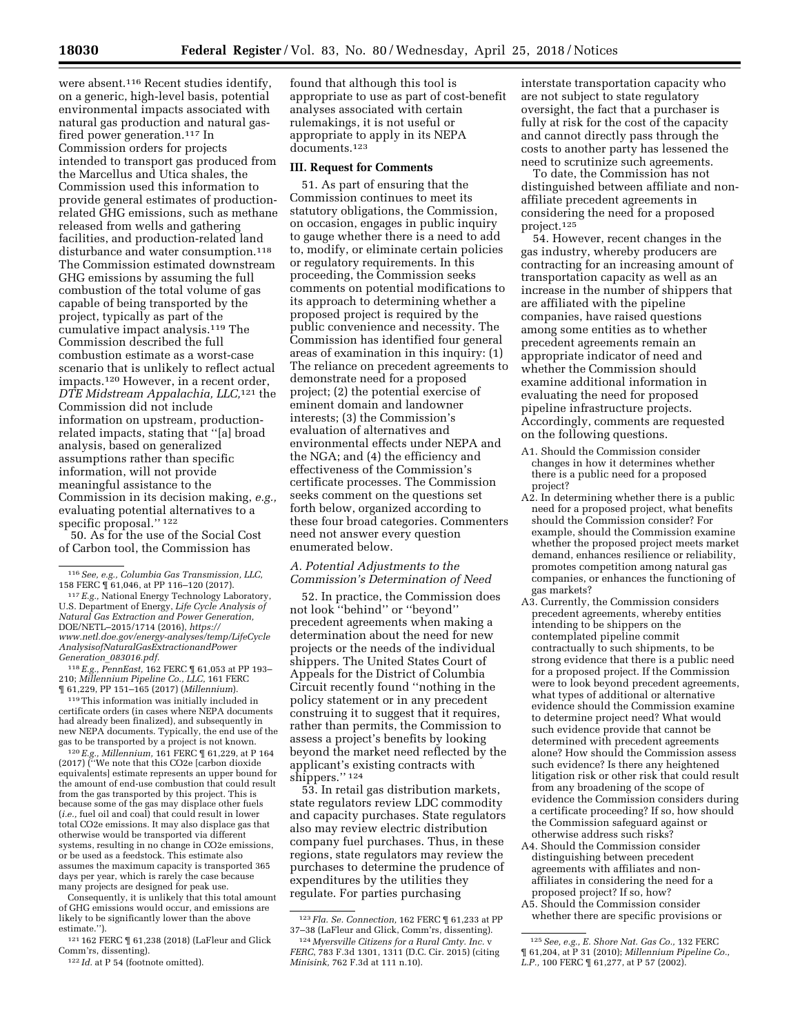were absent.[116] Recent studies identify, on a generic, high-level basis, potential environmental impacts associated with natural gas production and natural gas-fired power generation.[117] In Commission orders for projects intended to transport gas produced from the Marcellus and Utica shales, the Commission used this information to provide general estimates of production-related GHG emissions, such as methane released from wells and gathering facilities, and production-related land disturbance and water consumption.[118] The Commission estimated downstream GHG emissions by assuming the full combustion of the total volume of gas capable of being transported by the project, typically as part of the cumulative impact analysis.[119] The Commission described the full combustion estimate as a worst-case scenario that is unlikely to reflect actual impacts.[120] However, in a recent order, *DTE Midstream Appalachia, LLC,*[121] the Commission did not include information on upstream, production-related impacts, stating that ''[a] broad analysis, based on generalized assumptions rather than specific information, will not provide meaningful assistance to the Commission in its decision making, *e.g.,* evaluating potential alternatives to a specific proposal.'' [122]

50. As for the use of the Social Cost of Carbon tool, the Commission has found that although this tool is appropriate to use as part of cost-benefit analyses associated with certain rulemakings, it is not useful or appropriate to apply in its NEPA documents.[123]

## III. Request for Comments

51. As part of ensuring that the Commission continues to meet its statutory obligations, the Commission, on occasion, engages in public inquiry to gauge whether there is a need to add to, modify, or eliminate certain policies or regulatory requirements. In this proceeding, the Commission seeks comments on potential modifications to its approach to determining whether a proposed project is required by the public convenience and necessity. The Commission has identified four general areas of examination in this inquiry: (1) The reliance on precedent agreements to demonstrate need for a proposed project; (2) the potential exercise of eminent domain and landowner interests; (3) the Commission's evaluation of alternatives and environmental effects under NEPA and the NGA; and (4) the efficiency and effectiveness of the Commission's certificate processes. The Commission seeks comment on the questions set forth below, organized according to these four broad categories. Commenters need not answer every question enumerated below.

### *A. Potential Adjustments to the Commission's Determination of Need*

52. In practice, the Commission does not look ''behind'' or ''beyond'' precedent agreements when making a determination about the need for new projects or the needs of the individual shippers. The United States Court of Appeals for the District of Columbia Circuit recently found ''nothing in the policy statement or in any precedent construing it to suggest that it requires, rather than permits, the Commission to assess a project's benefits by looking beyond the market need reflected by the applicant's existing contracts with shippers.'' [124]

53. In retail gas distribution markets, state regulators review LDC commodity and capacity purchases. State regulators also may review electric distribution company fuel purchases. Thus, in these regions, state regulators may review the purchases to determine the prudence of expenditures by the utilities they regulate. For parties purchasing interstate transportation capacity who are not subject to state regulatory oversight, the fact that a purchaser is fully at risk for the cost of the capacity and cannot directly pass through the costs to another party has lessened the need to scrutinize such agreements.

To date, the Commission has not distinguished between affiliate and non-affiliate precedent agreements in considering the need for a proposed project.[125]

54. However, recent changes in the gas industry, whereby producers are contracting for an increasing amount of transportation capacity as well as an increase in the number of shippers that are affiliated with the pipeline companies, have raised questions among some entities as to whether precedent agreements remain an appropriate indicator of need and whether the Commission should examine additional information in evaluating the need for proposed pipeline infrastructure projects. Accordingly, comments are requested on the following questions.

A1. Should the Commission consider changes in how it determines whether there is a public need for a proposed project?

A2. In determining whether there is a public need for a proposed project, what benefits should the Commission consider? For example, should the Commission examine whether the proposed project meets market demand, enhances resilience or reliability, promotes competition among natural gas companies, or enhances the functioning of gas markets?

A3. Currently, the Commission considers precedent agreements, whereby entities intending to be shippers on the contemplated pipeline commit contractually to such shipments, to be strong evidence that there is a public need for a proposed project. If the Commission were to look beyond precedent agreements, what types of additional or alternative evidence should the Commission examine to determine project need? What would such evidence provide that cannot be determined with precedent agreements alone? How should the Commission assess such evidence? Is there any heightened litigation risk or other risk that could result from any broadening of the scope of evidence the Commission considers during a certificate proceeding? If so, how should the Commission safeguard against or otherwise address such risks?

A4. Should the Commission consider distinguishing between precedent agreements with affiliates and non-affiliates in considering the need for a proposed project? If so, how?

A5. Should the Commission consider whether there are specific provisions or

---

[116] *See, e.g., Columbia Gas Transmission, LLC,* 158 FERC ¶ 61,046, at PP 116–120 (2017).

[117] *E.g.,* National Energy Technology Laboratory, U.S. Department of Energy, *Life Cycle Analysis of Natural Gas Extraction and Power Generation,* DOE/NETL–2015/1714 (2016), *https://www.netl.doe.gov/energy-analyses/temp/LifeCycleAnalysisofNaturalGasExtractionandPowerGeneration_083016.pdf.*

[118] *E.g., PennEast,* 162 FERC ¶ 61,053 at PP 193–210; *Millennium Pipeline Co., LLC,* 161 FERC ¶ 61,229, PP 151–165 (2017) (*Millennium*).

[119] This information was initially included in certificate orders (in cases where NEPA documents had already been finalized), and subsequently in new NEPA documents. Typically, the end use of the gas to be transported by a project is not known.

[120] *E.g., Millennium,* 161 FERC ¶ 61,229, at P 164 (2017) (''We note that this CO2e [carbon dioxide equivalents] estimate represents an upper bound for the amount of end-use combustion that could result from the gas transported by this project. This is because some of the gas may displace other fuels (*i.e.,* fuel oil and coal) that could result in lower total CO2e emissions. It may also displace gas that otherwise would be transported via different systems, resulting in no change in CO2e emissions, or be used as a feedstock. This estimate also assumes the maximum capacity is transported 365 days per year, which is rarely the case because many projects are designed for peak use.

Consequently, it is unlikely that this total amount of GHG emissions would occur, and emissions are likely to be significantly lower than the above estimate.'').

[121] 162 FERC ¶ 61,238 (2018) (LaFleur and Glick Comm'rs, dissenting).

[122] *Id.* at P 54 (footnote omitted).

[123] *Fla. Se. Connection,* 162 FERC ¶ 61,233 at PP 37–38 (LaFleur and Glick, Comm'rs, dissenting).

[124] *Myersville Citizens for a Rural Cmty. Inc.* v *FERC*, 783 F.3d 1301, 1311 (D.C. Cir. 2015) (citing *Minisink,* 762 F.3d at 111 n.10).

[125] *See, e.g., E. Shore Nat. Gas Co.,* 132 FERC ¶ 61,204, at P 31 (2010); *Millennium Pipeline Co., L.P.,* 100 FERC ¶ 61,277, at P 57 (2002).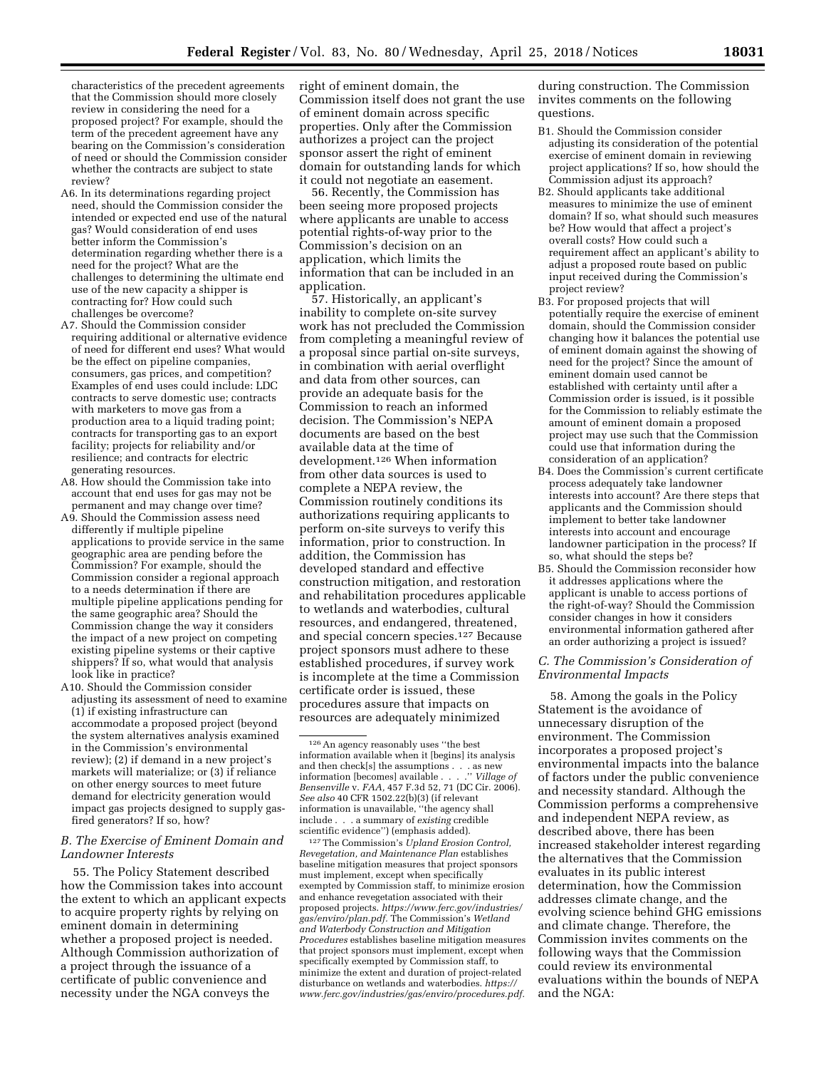characteristics of the precedent agreements that the Commission should more closely review in considering the need for a proposed project? For example, should the term of the precedent agreement have any bearing on the Commission's consideration of need or should the Commission consider whether the contracts are subject to state review?

A6. In its determinations regarding project need, should the Commission consider the intended or expected end use of the natural gas? Would consideration of end uses better inform the Commission's determination regarding whether there is a need for the project? What are the challenges to determining the ultimate end use of the new capacity a shipper is contracting for? How could such challenges be overcome?

A7. Should the Commission consider requiring additional or alternative evidence of need for different end uses? What would be the effect on pipeline companies, consumers, gas prices, and competition? Examples of end uses could include: LDC contracts to serve domestic use; contracts with marketers to move gas from a production area to a liquid trading point; contracts for transporting gas to an export facility; projects for reliability and/or resilience; and contracts for electric generating resources.

A8. How should the Commission take into account that end uses for gas may not be permanent and may change over time?

A9. Should the Commission assess need differently if multiple pipeline applications to provide service in the same geographic area are pending before the Commission? For example, should the Commission consider a regional approach to a needs determination if there are multiple pipeline applications pending for the same geographic area? Should the Commission change the way it considers the impact of a new project on competing existing pipeline systems or their captive shippers? If so, what would that analysis look like in practice?

A10. Should the Commission consider adjusting its assessment of need to examine (1) if existing infrastructure can accommodate a proposed project (beyond the system alternatives analysis examined in the Commission's environmental review); (2) if demand in a new project's markets will materialize; or (3) if reliance on other energy sources to meet future demand for electricity generation would impact gas projects designed to supply gas-fired generators? If so, how?

### *B. The Exercise of Eminent Domain and Landowner Interests*

55. The Policy Statement described how the Commission takes into account the extent to which an applicant expects to acquire property rights by relying on eminent domain in determining whether a proposed project is needed. Although Commission authorization of a project through the issuance of a certificate of public convenience and necessity under the NGA conveys the right of eminent domain, the Commission itself does not grant the use of eminent domain across specific properties. Only after the Commission authorizes a project can the project sponsor assert the right of eminent domain for outstanding lands for which it could not negotiate an easement.

56. Recently, the Commission has been seeing more proposed projects where applicants are unable to access potential rights-of-way prior to the Commission's decision on an application, which limits the information that can be included in an application.

57. Historically, an applicant's inability to complete on-site survey work has not precluded the Commission from completing a meaningful review of a proposal since partial on-site surveys, in combination with aerial overflight and data from other sources, can provide an adequate basis for the Commission to reach an informed decision. The Commission's NEPA documents are based on the best available data at the time of development.[126] When information from other data sources is used to complete a NEPA review, the Commission routinely conditions its authorizations requiring applicants to perform on-site surveys to verify this information, prior to construction. In addition, the Commission has developed standard and effective construction mitigation, and restoration and rehabilitation procedures applicable to wetlands and waterbodies, cultural resources, and endangered, threatened, and special concern species.[127] Because project sponsors must adhere to these established procedures, if survey work is incomplete at the time a Commission certificate order is issued, these procedures assure that impacts on resources are adequately minimized during construction. The Commission invites comments on the following questions.

B1. Should the Commission consider adjusting its consideration of the potential exercise of eminent domain in reviewing project applications? If so, how should the Commission adjust its approach?

B2. Should applicants take additional measures to minimize the use of eminent domain? If so, what should such measures be? How would that affect a project's overall costs? How could such a requirement affect an applicant's ability to adjust a proposed route based on public input received during the Commission's project review?

B3. For proposed projects that will potentially require the exercise of eminent domain, should the Commission consider changing how it balances the potential use of eminent domain against the showing of need for the project? Since the amount of eminent domain used cannot be established with certainty until after a Commission order is issued, is it possible for the Commission to reliably estimate the amount of eminent domain a proposed project may use such that the Commission could use that information during the consideration of an application?

B4. Does the Commission's current certificate process adequately take landowner interests into account? Are there steps that applicants and the Commission should implement to better take landowner interests into account and encourage landowner participation in the process? If so, what should the steps be?

B5. Should the Commission reconsider how it addresses applications where the applicant is unable to access portions of the right-of-way? Should the Commission consider changes in how it considers environmental information gathered after an order authorizing a project is issued?

### *C. The Commission's Consideration of Environmental Impacts*

58. Among the goals in the Policy Statement is the avoidance of unnecessary disruption of the environment. The Commission incorporates a proposed project's environmental impacts into the balance of factors under the public convenience and necessity standard. Although the Commission performs a comprehensive and independent NEPA review, as described above, there has been increased stakeholder interest regarding the alternatives that the Commission evaluates in its public interest determination, how the Commission addresses climate change, and the evolving science behind GHG emissions and climate change. Therefore, the Commission invites comments on the following ways that the Commission could review its environmental evaluations within the bounds of NEPA and the NGA:

---

[126] An agency reasonably uses "the best information available when it [begins] its analysis and then check[s] the assumptions . . . as new information [becomes] available . . . ." *Village of Bensenville* v. *FAA,* 457 F.3d 52, 71 (DC Cir. 2006). *See also* 40 CFR 1502.22(b)(3) (if relevant information is unavailable, "the agency shall include . . . a summary of *existing* credible scientific evidence") (emphasis added).

[127] The Commission's *Upland Erosion Control, Revegetation, and Maintenance Plan* establishes baseline mitigation measures that project sponsors must implement, except when specifically exempted by Commission staff, to minimize erosion and enhance revegetation associated with their proposed projects. *https://www.ferc.gov/industries/gas/enviro/plan.pdf.* The Commission's *Wetland and Waterbody Construction and Mitigation Procedures* establishes baseline mitigation measures that project sponsors must implement, except when specifically exempted by Commission staff, to minimize the extent and duration of project-related disturbance on wetlands and waterbodies. *https://www.ferc.gov/industries/gas/enviro/procedures.pdf.*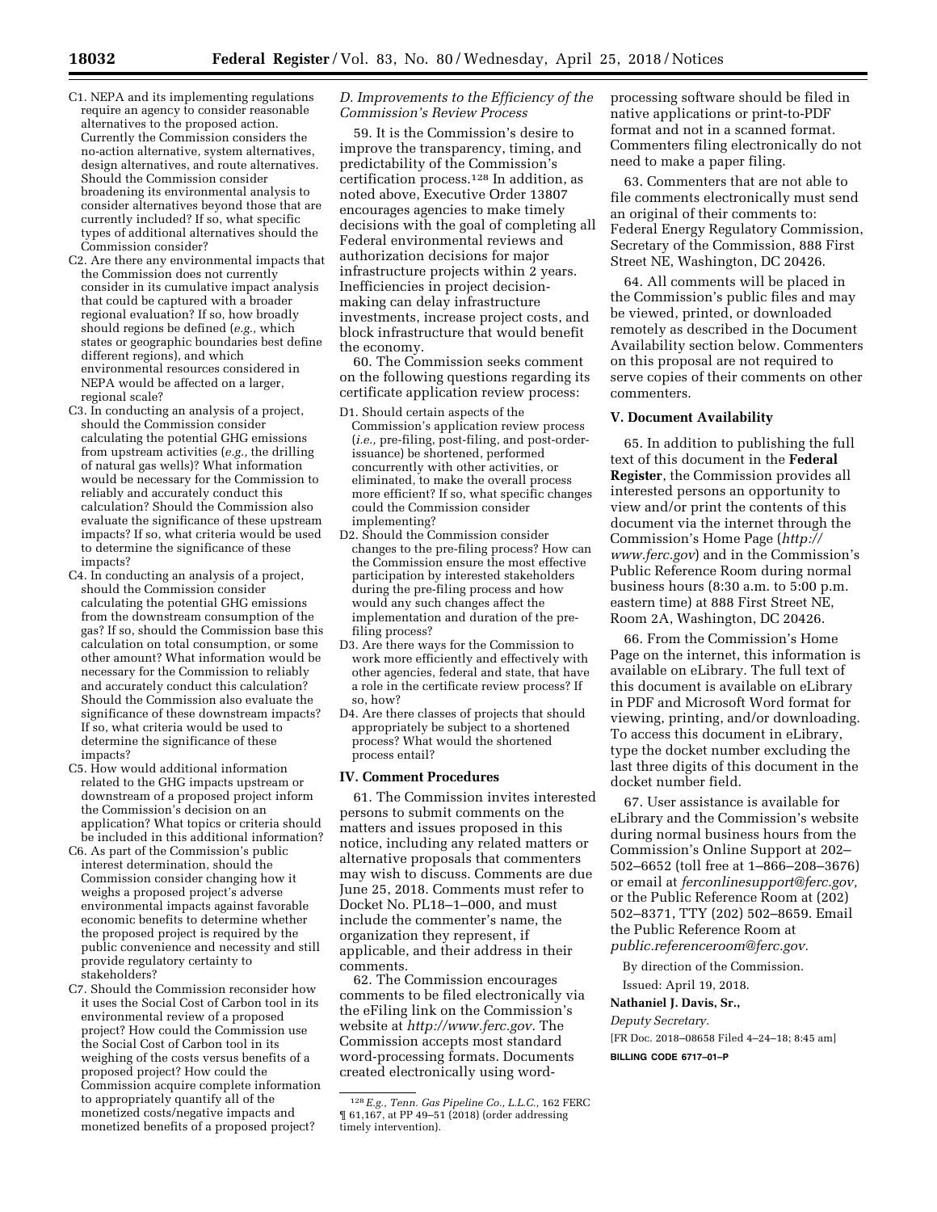C1. NEPA and its implementing regulations require an agency to consider reasonable alternatives to the proposed action. Currently the Commission considers the no-action alternative, system alternatives, design alternatives, and route alternatives. Should the Commission consider broadening its environmental analysis to consider alternatives beyond those that are currently included? If so, what specific types of additional alternatives should the Commission consider?

C2. Are there any environmental impacts that the Commission does not currently consider in its cumulative impact analysis that could be captured with a broader regional evaluation? If so, how broadly should regions be defined (*e.g.,* which states or geographic boundaries best define different regions), and which environmental resources considered in NEPA would be affected on a larger, regional scale?

C3. In conducting an analysis of a project, should the Commission consider calculating the potential GHG emissions from upstream activities (*e.g.,* the drilling of natural gas wells)? What information would be necessary for the Commission to reliably and accurately conduct this calculation? Should the Commission also evaluate the significance of these upstream impacts? If so, what criteria would be used to determine the significance of these impacts?

C4. In conducting an analysis of a project, should the Commission consider calculating the potential GHG emissions from the downstream consumption of the gas? If so, should the Commission base this calculation on total consumption, or some other amount? What information would be necessary for the Commission to reliably and accurately conduct this calculation? Should the Commission also evaluate the significance of these downstream impacts? If so, what criteria would be used to determine the significance of these impacts?

C5. How would additional information related to the GHG impacts upstream or downstream of a proposed project inform the Commission's decision on an application? What topics or criteria should be included in this additional information?

C6. As part of the Commission's public interest determination, should the Commission consider changing how it weighs a proposed project's adverse environmental impacts against favorable economic benefits to determine whether the proposed project is required by the public convenience and necessity and still provide regulatory certainty to stakeholders?

C7. Should the Commission reconsider how it uses the Social Cost of Carbon tool in its environmental review of a proposed project? How could the Commission use the Social Cost of Carbon tool in its weighing of the costs versus benefits of a proposed project? How could the Commission acquire complete information to appropriately quantify all of the monetized costs/negative impacts and monetized benefits of a proposed project?

### *D. Improvements to the Efficiency of the Commission's Review Process*

59. It is the Commission's desire to improve the transparency, timing, and predictability of the Commission's certification process.[128] In addition, as noted above, Executive Order 13807 encourages agencies to make timely decisions with the goal of completing all Federal environmental reviews and authorization decisions for major infrastructure projects within 2 years. Inefficiencies in project decision-making can delay infrastructure investments, increase project costs, and block infrastructure that would benefit the economy.

60. The Commission seeks comment on the following questions regarding its certificate application review process:

D1. Should certain aspects of the Commission's application review process (*i.e.,* pre-filing, post-filing, and post-order-issuance) be shortened, performed concurrently with other activities, or eliminated, to make the overall process more efficient? If so, what specific changes could the Commission consider implementing?

D2. Should the Commission consider changes to the pre-filing process? How can the Commission ensure the most effective participation by interested stakeholders during the pre-filing process and how would any such changes affect the implementation and duration of the pre-filing process?

D3. Are there ways for the Commission to work more efficiently and effectively with other agencies, federal and state, that have a role in the certificate review process? If so, how?

D4. Are there classes of projects that should appropriately be subject to a shortened process? What would the shortened process entail?

## IV. Comment Procedures

61. The Commission invites interested persons to submit comments on the matters and issues proposed in this notice, including any related matters or alternative proposals that commenters may wish to discuss. Comments are due June 25, 2018. Comments must refer to Docket No. PL18–1–000, and must include the commenter's name, the organization they represent, if applicable, and their address in their comments.

62. The Commission encourages comments to be filed electronically via the eFiling link on the Commission's website at *http://www.ferc.gov.* The Commission accepts most standard word-processing formats. Documents created electronically using word-processing software should be filed in native applications or print-to-PDF format and not in a scanned format. Commenters filing electronically do not need to make a paper filing.

63. Commenters that are not able to file comments electronically must send an original of their comments to: Federal Energy Regulatory Commission, Secretary of the Commission, 888 First Street NE, Washington, DC 20426.

64. All comments will be placed in the Commission's public files and may be viewed, printed, or downloaded remotely as described in the Document Availability section below. Commenters on this proposal are not required to serve copies of their comments on other commenters.

## V. Document Availability

65. In addition to publishing the full text of this document in the **Federal Register**, the Commission provides all interested persons an opportunity to view and/or print the contents of this document via the internet through the Commission's Home Page (*http://www.ferc.gov*) and in the Commission's Public Reference Room during normal business hours (8:30 a.m. to 5:00 p.m. eastern time) at 888 First Street NE, Room 2A, Washington, DC 20426.

66. From the Commission's Home Page on the internet, this information is available on eLibrary. The full text of this document is available on eLibrary in PDF and Microsoft Word format for viewing, printing, and/or downloading. To access this document in eLibrary, type the docket number excluding the last three digits of this document in the docket number field.

67. User assistance is available for eLibrary and the Commission's website during normal business hours from the Commission's Online Support at 202–502–6652 (toll free at 1–866–208–3676) or email at *ferconlinesupport@ferc.gov,* or the Public Reference Room at (202) 502–8371, TTY (202) 502–8659. Email the Public Reference Room at *public.referenceroom@ferc.gov.*

By direction of the Commission.

Issued: April 19, 2018.

**Nathaniel J. Davis, Sr.,**

*Deputy Secretary.*

[FR Doc. 2018–08658 Filed 4–24–18; 8:45 am]

**BILLING CODE 6717–01–P**

---

[128] *E.g., Tenn. Gas Pipeline Co., L.L.C.,* 162 FERC ¶ 61,167, at PP 49–51 (2018) (order addressing timely intervention).